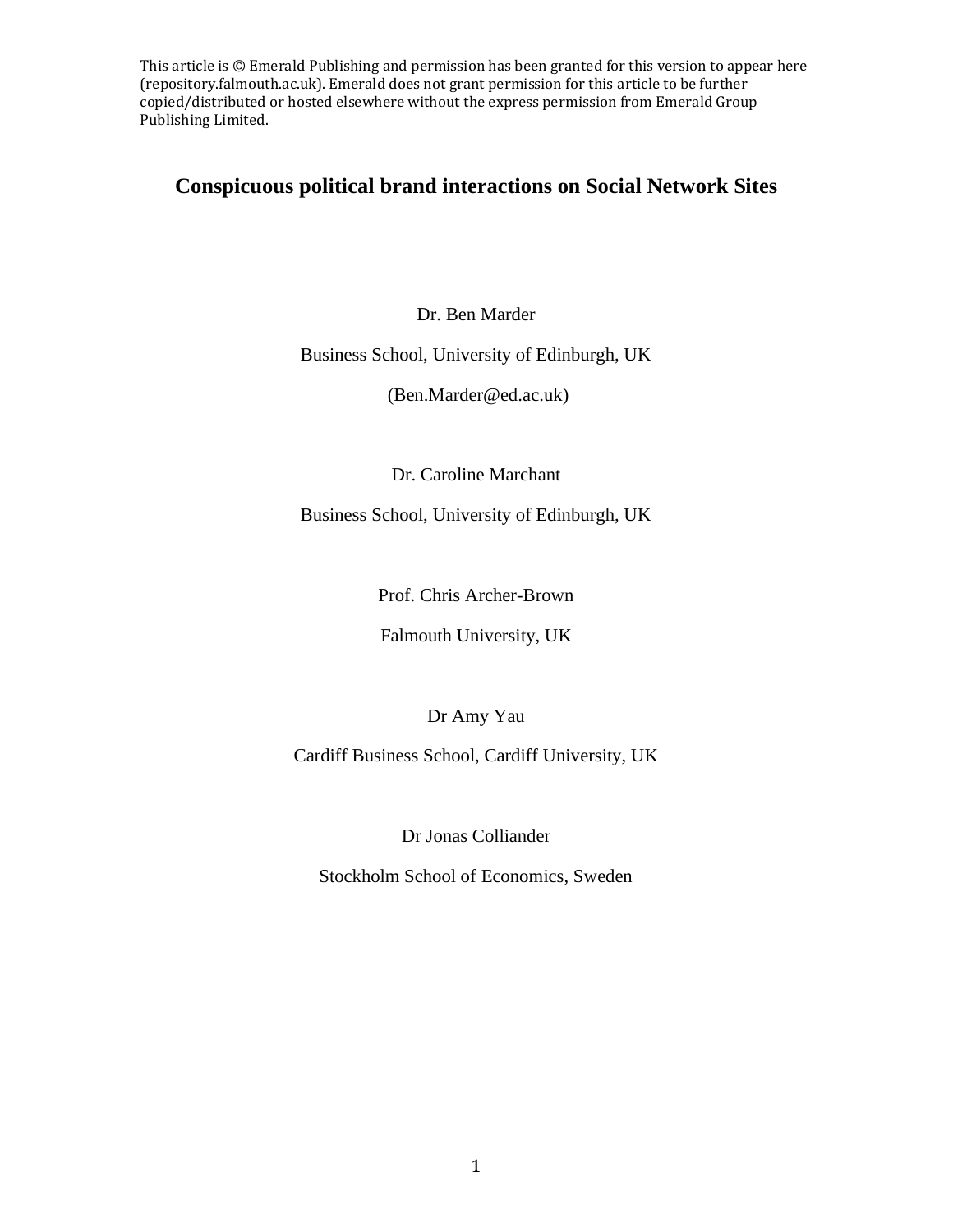This article is © Emerald Publishing and permission has been granted for this version to appear here (repository.falmouth.ac.uk). Emerald does not grant permission for this article to be further copied/distributed or hosted elsewhere without the express permission from Emerald Group Publishing Limited.

# Conspicuous political brand interactions on Social Network Sites

Dr. Ben Marder

Business School, University of Edinburgh, UK

(Ben.Marder@ed.ac.uk)

Dr. Caroline Marchant

Business School, University of Edinburgh, UK

Prof. Chris Archer-Brown

Falmouth University, UK

Dr Amy Yau

Cardiff Business School, Cardiff University, UK

Dr Jonas Colliander

Stockholm School of Economics, Sweden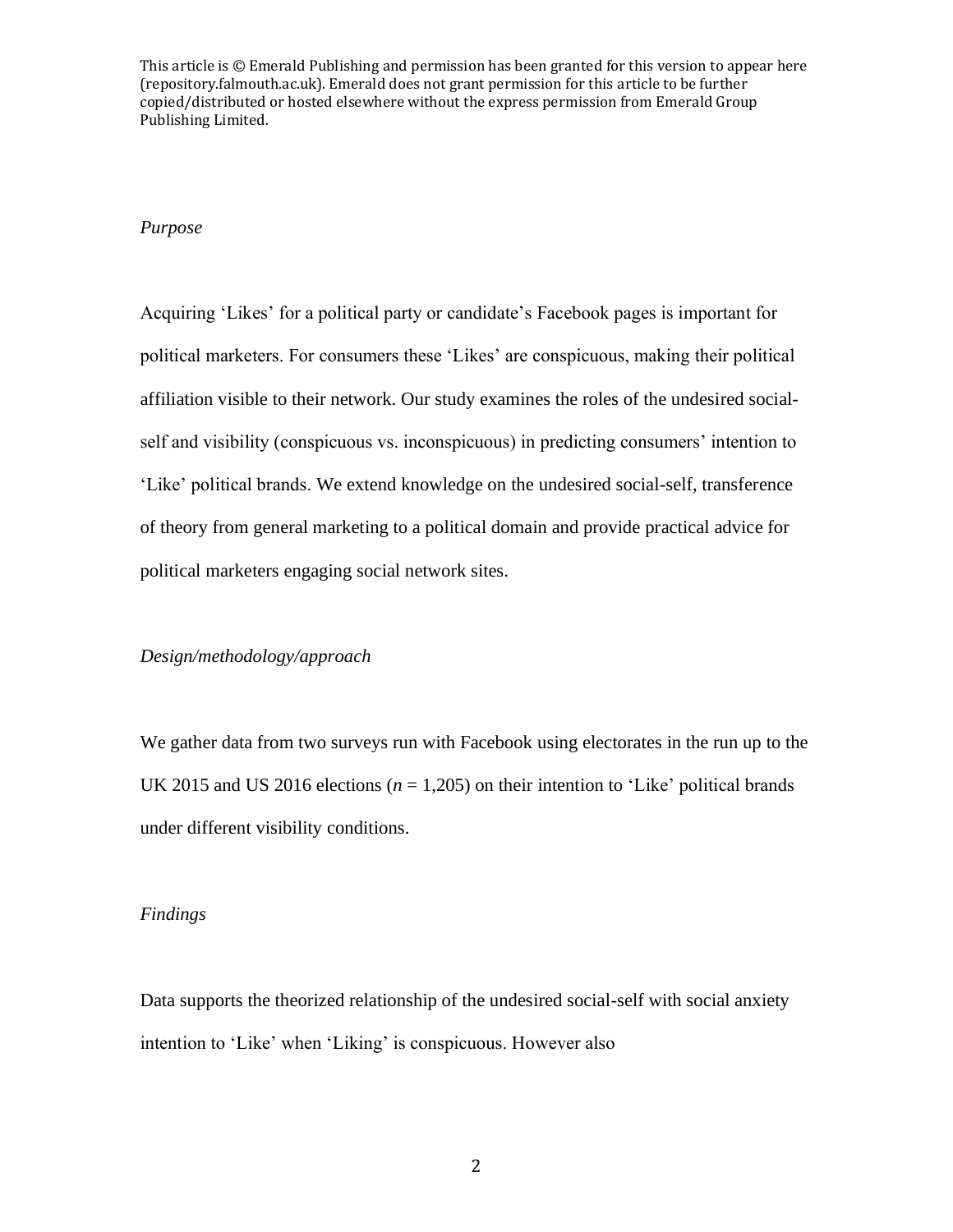This article is © Emerald Publishing and permission has been granted for this version to appear here (repository.falmouth.ac.uk). Emerald does not grant permission for this article to be further copied/distributed or hosted elsewhere without the express permission from Emerald Group Publishing Limited.

*Purpose*

Acquiring 'Likes' for a political party or candidate's Facebook pages is important for political marketers. For consumers these 'Likes' are conspicuous, making their political affiliation visible to their network. Our study examines the roles of the undesired social-self and visibility (conspicuous vs. inconspicuous) in predicting consumers' intention to 'Like' political brands. We extend knowledge on the undesired social-self, transference of theory from general marketing to a political domain and provide practical advice for political marketers engaging social network sites.

*Design/methodology/approach*

We gather data from two surveys run with Facebook using electorates in the run up to the UK 2015 and US 2016 elections ($n$ = 1,205) on their intention to 'Like' political brands under different visibility conditions.

*Findings*

Data supports the theorized relationship of the undesired social-self with social anxiety intention to 'Like' when 'Liking' is conspicuous. However also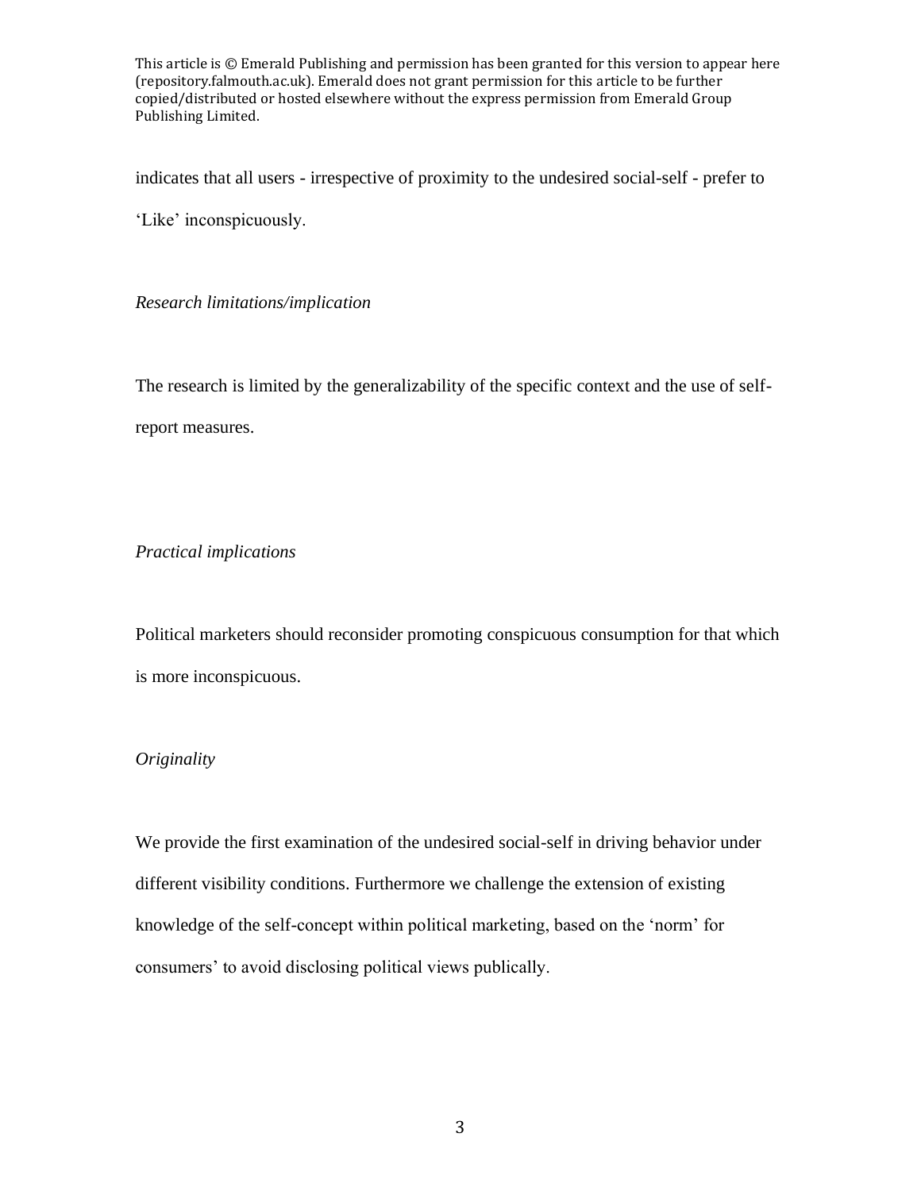indicates that all users - irrespective of proximity to the undesired social-self - prefer to 'Like' inconspicuously.

*Research limitations/implication*

The research is limited by the generalizability of the specific context and the use of self-report measures.

*Practical implications*

Political marketers should reconsider promoting conspicuous consumption for that which is more inconspicuous.

*Originality*

We provide the first examination of the undesired social-self in driving behavior under different visibility conditions. Furthermore we challenge the extension of existing knowledge of the self-concept within political marketing, based on the 'norm' for consumers' to avoid disclosing political views publically.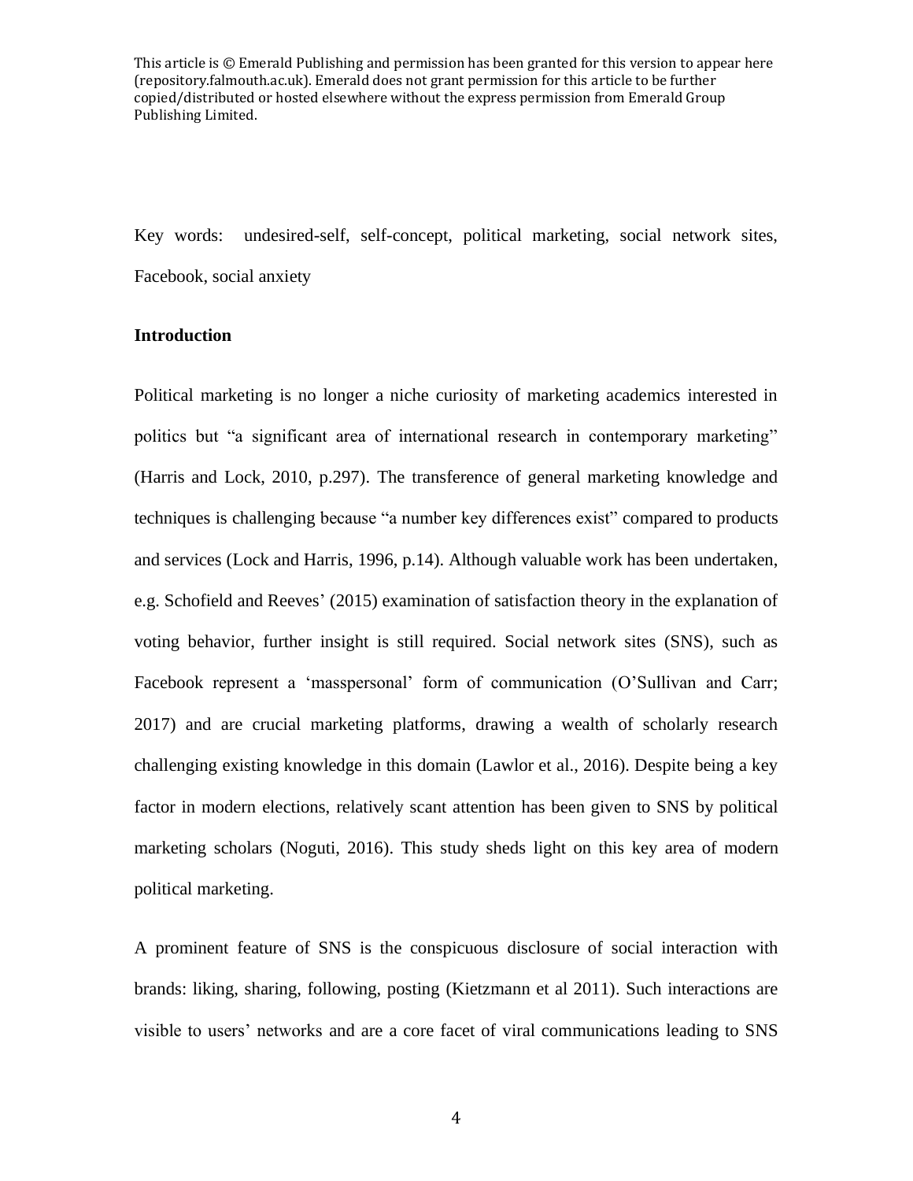This article is © Emerald Publishing and permission has been granted for this version to appear here (repository.falmouth.ac.uk). Emerald does not grant permission for this article to be further copied/distributed or hosted elsewhere without the express permission from Emerald Group Publishing Limited.

Key words: undesired-self, self-concept, political marketing, social network sites, Facebook, social anxiety

## Introduction

Political marketing is no longer a niche curiosity of marketing academics interested in politics but "a significant area of international research in contemporary marketing" (Harris and Lock, 2010, p.297). The transference of general marketing knowledge and techniques is challenging because "a number key differences exist" compared to products and services (Lock and Harris, 1996, p.14). Although valuable work has been undertaken, e.g. Schofield and Reeves' (2015) examination of satisfaction theory in the explanation of voting behavior, further insight is still required. Social network sites (SNS), such as Facebook represent a 'masspersonal' form of communication (O'Sullivan and Carr; 2017) and are crucial marketing platforms, drawing a wealth of scholarly research challenging existing knowledge in this domain (Lawlor et al., 2016). Despite being a key factor in modern elections, relatively scant attention has been given to SNS by political marketing scholars (Noguti, 2016). This study sheds light on this key area of modern political marketing.

A prominent feature of SNS is the conspicuous disclosure of social interaction with brands: liking, sharing, following, posting (Kietzmann et al 2011). Such interactions are visible to users' networks and are a core facet of viral communications leading to SNS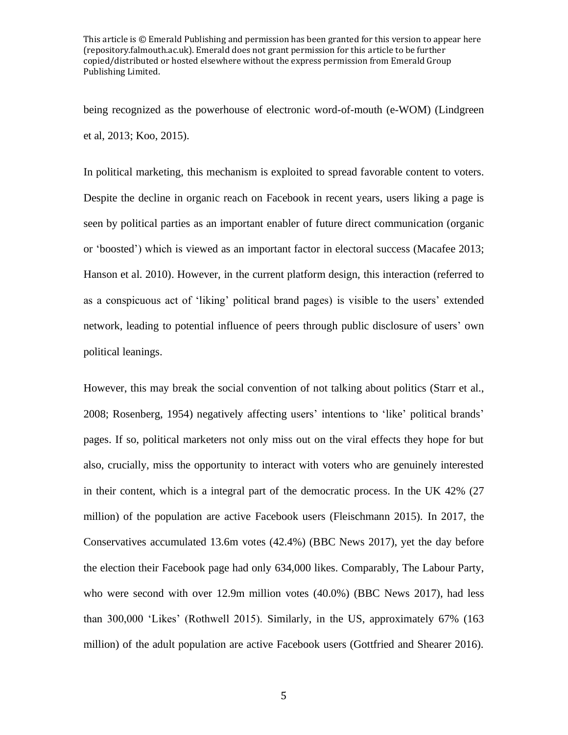being recognized as the powerhouse of electronic word-of-mouth (e-WOM) (Lindgreen et al, 2013; Koo, 2015).

In political marketing, this mechanism is exploited to spread favorable content to voters. Despite the decline in organic reach on Facebook in recent years, users liking a page is seen by political parties as an important enabler of future direct communication (organic or 'boosted') which is viewed as an important factor in electoral success (Macafee 2013; Hanson et al. 2010). However, in the current platform design, this interaction (referred to as a conspicuous act of 'liking' political brand pages) is visible to the users' extended network, leading to potential influence of peers through public disclosure of users' own political leanings.

However, this may break the social convention of not talking about politics (Starr et al., 2008; Rosenberg, 1954) negatively affecting users' intentions to 'like' political brands' pages. If so, political marketers not only miss out on the viral effects they hope for but also, crucially, miss the opportunity to interact with voters who are genuinely interested in their content, which is a integral part of the democratic process. In the UK 42% (27 million) of the population are active Facebook users (Fleischmann 2015). In 2017, the Conservatives accumulated 13.6m votes (42.4%) (BBC News 2017), yet the day before the election their Facebook page had only 634,000 likes. Comparably, The Labour Party, who were second with over 12.9m million votes (40.0%) (BBC News 2017), had less than 300,000 'Likes' (Rothwell 2015). Similarly, in the US, approximately 67% (163 million) of the adult population are active Facebook users (Gottfried and Shearer 2016).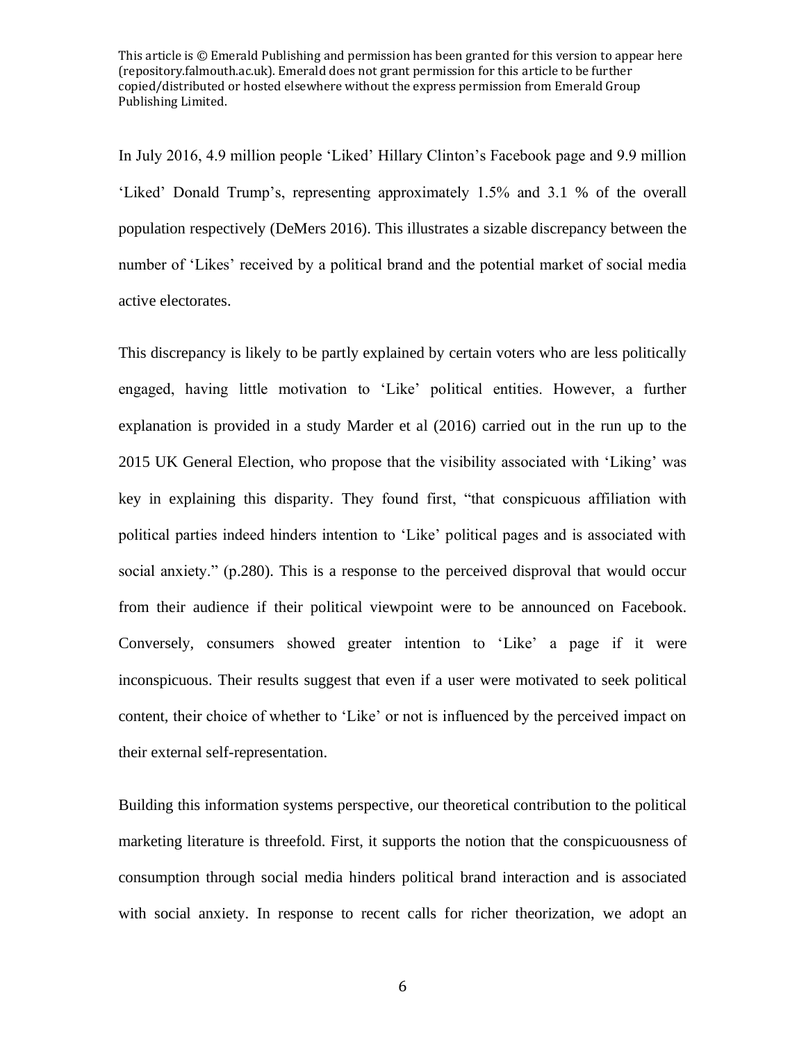In July 2016, 4.9 million people 'Liked' Hillary Clinton's Facebook page and 9.9 million 'Liked' Donald Trump's, representing approximately 1.5% and 3.1 % of the overall population respectively (DeMers 2016). This illustrates a sizable discrepancy between the number of 'Likes' received by a political brand and the potential market of social media active electorates.

This discrepancy is likely to be partly explained by certain voters who are less politically engaged, having little motivation to 'Like' political entities. However, a further explanation is provided in a study Marder et al (2016) carried out in the run up to the 2015 UK General Election, who propose that the visibility associated with 'Liking' was key in explaining this disparity. They found first, "that conspicuous affiliation with political parties indeed hinders intention to 'Like' political pages and is associated with social anxiety." (p.280). This is a response to the perceived disproval that would occur from their audience if their political viewpoint were to be announced on Facebook. Conversely, consumers showed greater intention to 'Like' a page if it were inconspicuous. Their results suggest that even if a user were motivated to seek political content, their choice of whether to 'Like' or not is influenced by the perceived impact on their external self-representation.

Building this information systems perspective, our theoretical contribution to the political marketing literature is threefold. First, it supports the notion that the conspicuousness of consumption through social media hinders political brand interaction and is associated with social anxiety. In response to recent calls for richer theorization, we adopt an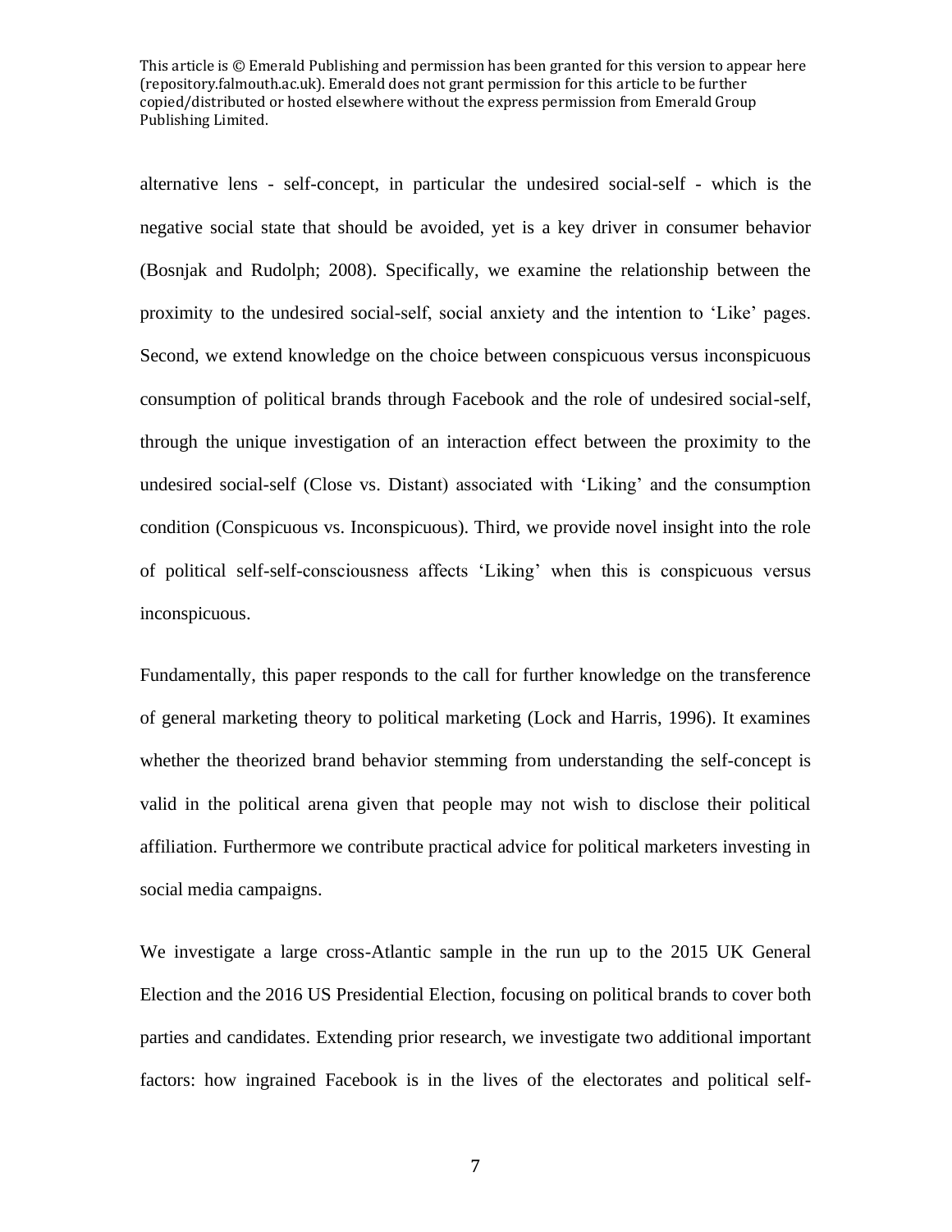alternative lens - self-concept, in particular the undesired social-self - which is the negative social state that should be avoided, yet is a key driver in consumer behavior (Bosnjak and Rudolph; 2008). Specifically, we examine the relationship between the proximity to the undesired social-self, social anxiety and the intention to 'Like' pages. Second, we extend knowledge on the choice between conspicuous versus inconspicuous consumption of political brands through Facebook and the role of undesired social-self, through the unique investigation of an interaction effect between the proximity to the undesired social-self (Close vs. Distant) associated with 'Liking' and the consumption condition (Conspicuous vs. Inconspicuous). Third, we provide novel insight into the role of political self-self-consciousness affects 'Liking' when this is conspicuous versus inconspicuous.

Fundamentally, this paper responds to the call for further knowledge on the transference of general marketing theory to political marketing (Lock and Harris, 1996). It examines whether the theorized brand behavior stemming from understanding the self-concept is valid in the political arena given that people may not wish to disclose their political affiliation. Furthermore we contribute practical advice for political marketers investing in social media campaigns.

We investigate a large cross-Atlantic sample in the run up to the 2015 UK General Election and the 2016 US Presidential Election, focusing on political brands to cover both parties and candidates. Extending prior research, we investigate two additional important factors: how ingrained Facebook is in the lives of the electorates and political self-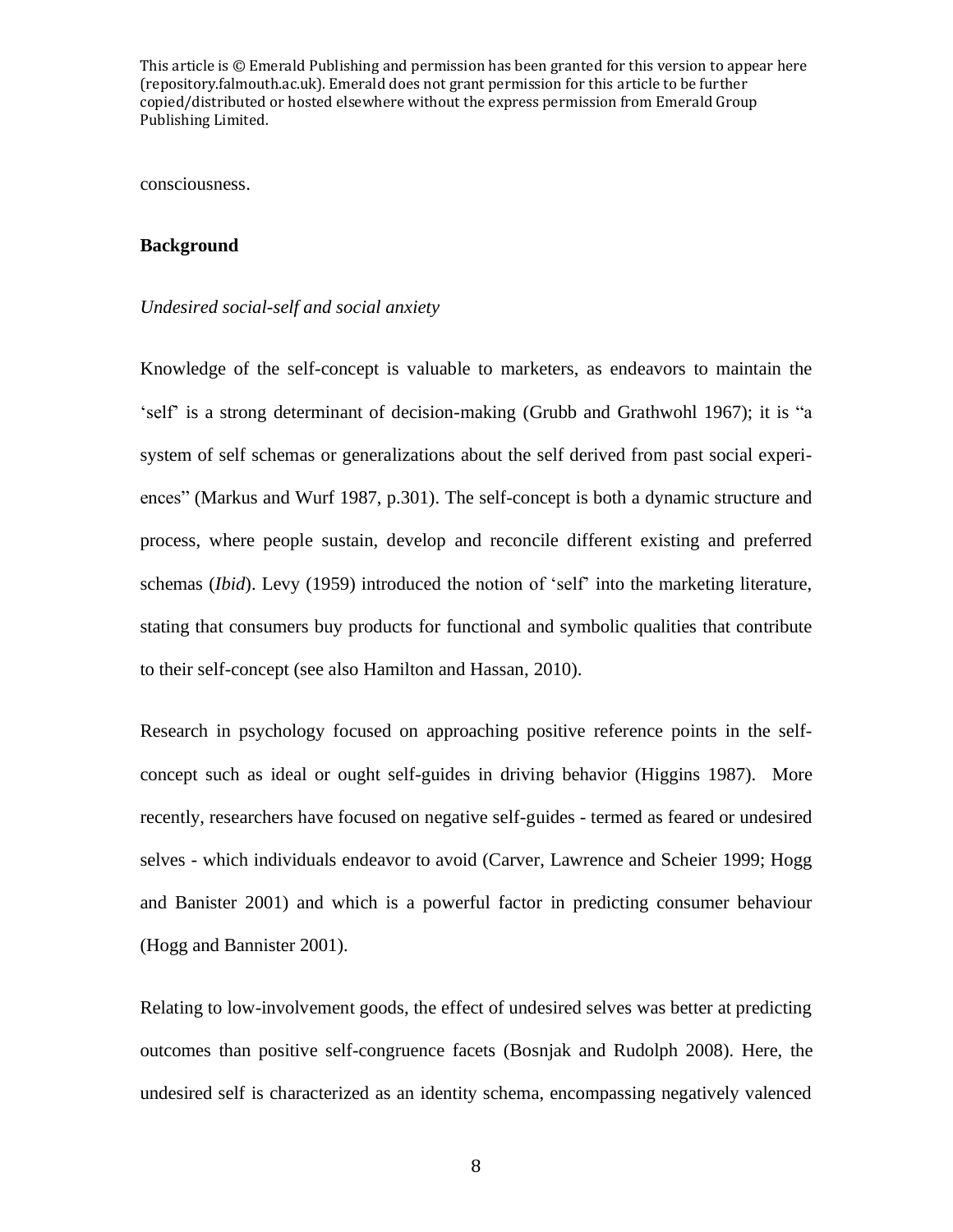consciousness.

## Background

*Undesired social-self and social anxiety*

Knowledge of the self-concept is valuable to marketers, as endeavors to maintain the 'self' is a strong determinant of decision-making (Grubb and Grathwohl 1967); it is "a system of self schemas or generalizations about the self derived from past social experiences" (Markus and Wurf 1987, p.301). The self-concept is both a dynamic structure and process, where people sustain, develop and reconcile different existing and preferred schemas (*Ibid*). Levy (1959) introduced the notion of 'self' into the marketing literature, stating that consumers buy products for functional and symbolic qualities that contribute to their self-concept (see also Hamilton and Hassan, 2010).

Research in psychology focused on approaching positive reference points in the self-concept such as ideal or ought self-guides in driving behavior (Higgins 1987). More recently, researchers have focused on negative self-guides - termed as feared or undesired selves - which individuals endeavor to avoid (Carver, Lawrence and Scheier 1999; Hogg and Banister 2001) and which is a powerful factor in predicting consumer behaviour (Hogg and Bannister 2001).

Relating to low-involvement goods, the effect of undesired selves was better at predicting outcomes than positive self-congruence facets (Bosnjak and Rudolph 2008). Here, the undesired self is characterized as an identity schema, encompassing negatively valenced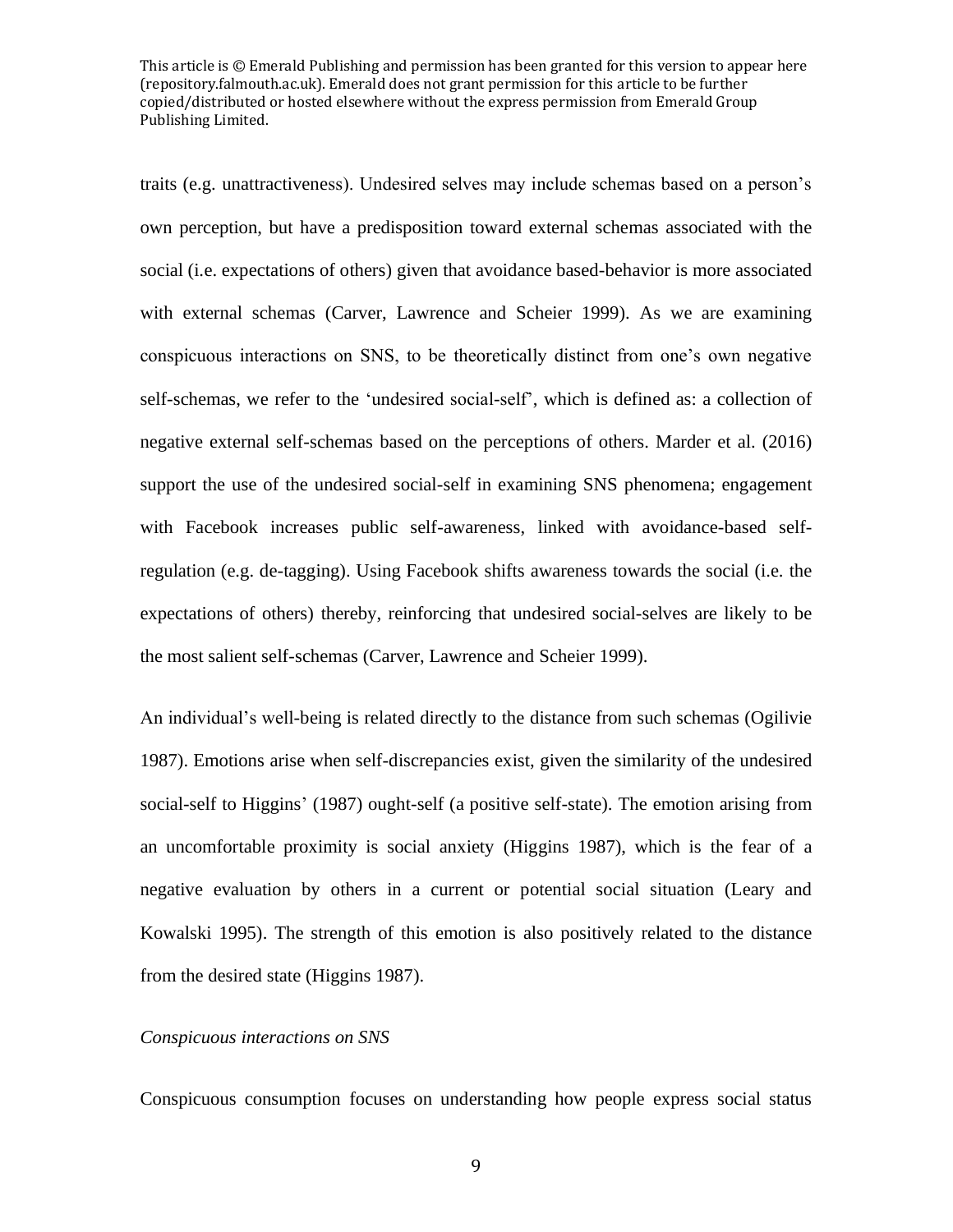traits (e.g. unattractiveness). Undesired selves may include schemas based on a person's own perception, but have a predisposition toward external schemas associated with the social (i.e. expectations of others) given that avoidance based-behavior is more associated with external schemas (Carver, Lawrence and Scheier 1999). As we are examining conspicuous interactions on SNS, to be theoretically distinct from one's own negative self-schemas, we refer to the 'undesired social-self', which is defined as: a collection of negative external self-schemas based on the perceptions of others. Marder et al. (2016) support the use of the undesired social-self in examining SNS phenomena; engagement with Facebook increases public self-awareness, linked with avoidance-based self-regulation (e.g. de-tagging). Using Facebook shifts awareness towards the social (i.e. the expectations of others) thereby, reinforcing that undesired social-selves are likely to be the most salient self-schemas (Carver, Lawrence and Scheier 1999).

An individual's well-being is related directly to the distance from such schemas (Ogilivie 1987). Emotions arise when self-discrepancies exist, given the similarity of the undesired social-self to Higgins' (1987) ought-self (a positive self-state). The emotion arising from an uncomfortable proximity is social anxiety (Higgins 1987), which is the fear of a negative evaluation by others in a current or potential social situation (Leary and Kowalski 1995). The strength of this emotion is also positively related to the distance from the desired state (Higgins 1987).

*Conspicuous interactions on SNS*

Conspicuous consumption focuses on understanding how people express social status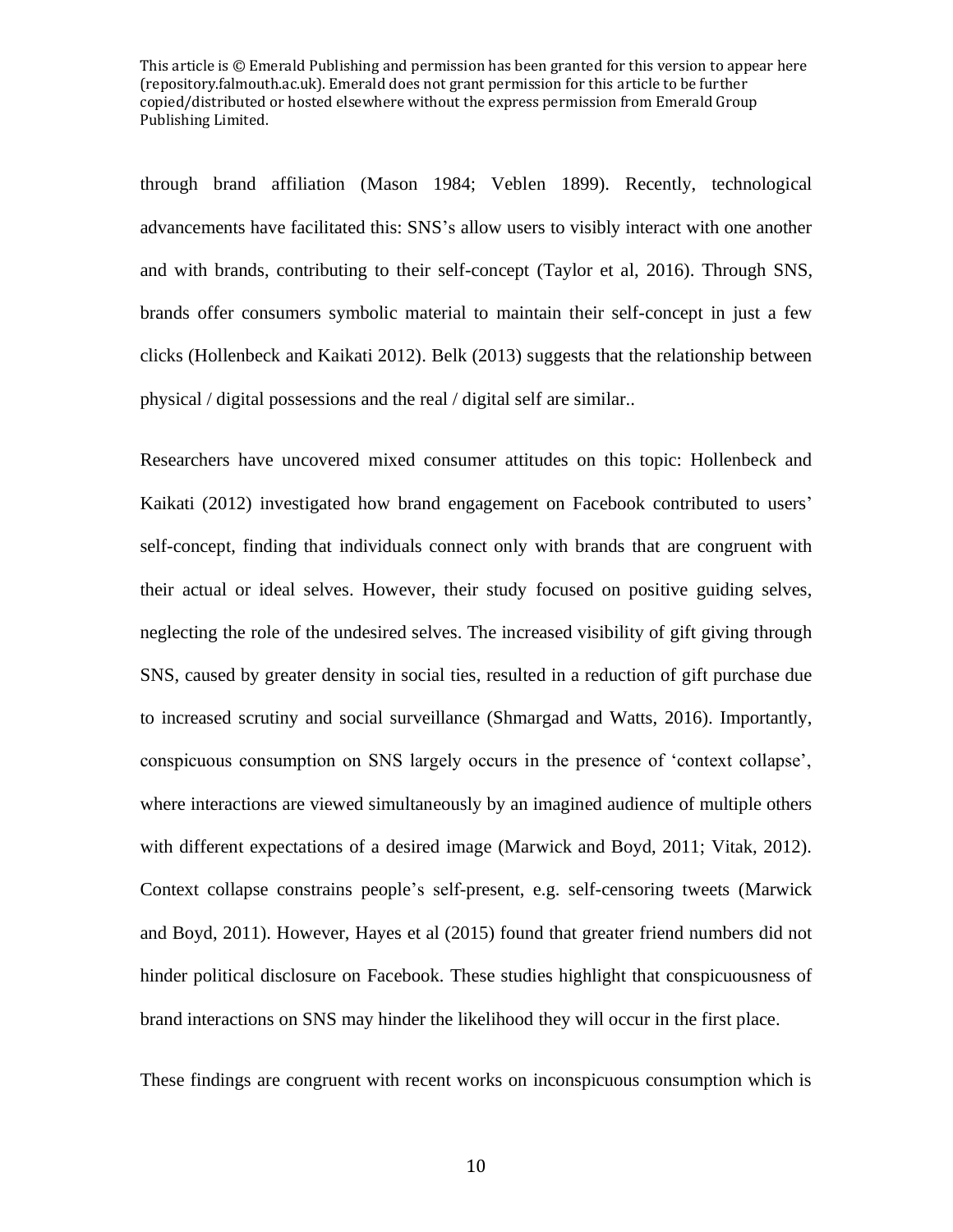through brand affiliation (Mason 1984; Veblen 1899). Recently, technological advancements have facilitated this: SNS's allow users to visibly interact with one another and with brands, contributing to their self-concept (Taylor et al, 2016). Through SNS, brands offer consumers symbolic material to maintain their self-concept in just a few clicks (Hollenbeck and Kaikati 2012). Belk (2013) suggests that the relationship between physical / digital possessions and the real / digital self are similar..

Researchers have uncovered mixed consumer attitudes on this topic: Hollenbeck and Kaikati (2012) investigated how brand engagement on Facebook contributed to users' self-concept, finding that individuals connect only with brands that are congruent with their actual or ideal selves. However, their study focused on positive guiding selves, neglecting the role of the undesired selves. The increased visibility of gift giving through SNS, caused by greater density in social ties, resulted in a reduction of gift purchase due to increased scrutiny and social surveillance (Shmargad and Watts, 2016). Importantly, conspicuous consumption on SNS largely occurs in the presence of 'context collapse', where interactions are viewed simultaneously by an imagined audience of multiple others with different expectations of a desired image (Marwick and Boyd, 2011; Vitak, 2012). Context collapse constrains people's self-present, e.g. self-censoring tweets (Marwick and Boyd, 2011). However, Hayes et al (2015) found that greater friend numbers did not hinder political disclosure on Facebook. These studies highlight that conspicuousness of brand interactions on SNS may hinder the likelihood they will occur in the first place.

These findings are congruent with recent works on inconspicuous consumption which is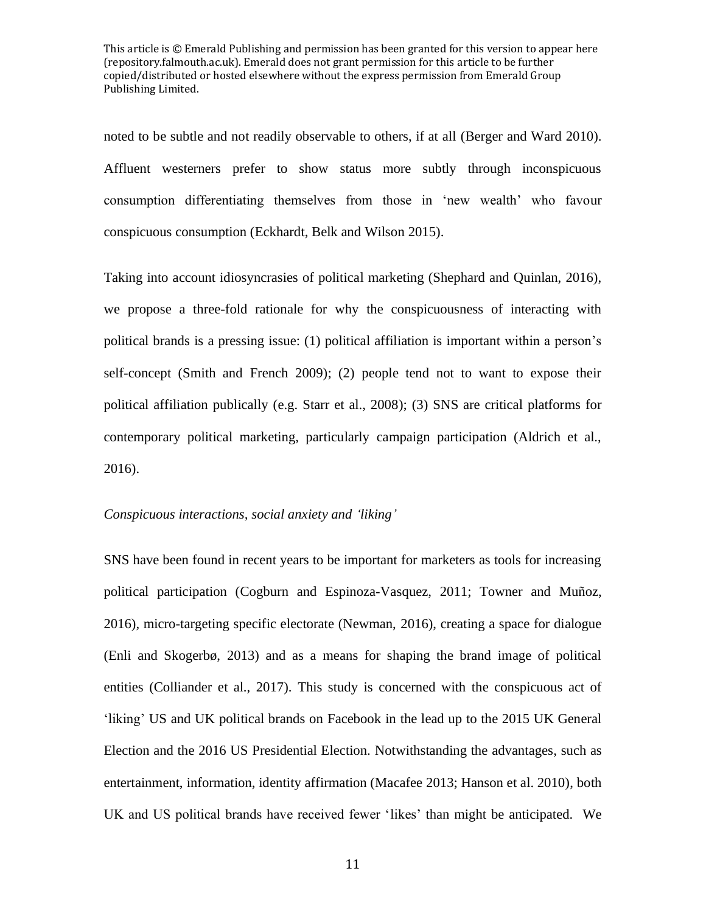noted to be subtle and not readily observable to others, if at all (Berger and Ward 2010). Affluent westerners prefer to show status more subtly through inconspicuous consumption differentiating themselves from those in 'new wealth' who favour conspicuous consumption (Eckhardt, Belk and Wilson 2015).

Taking into account idiosyncrasies of political marketing (Shephard and Quinlan, 2016), we propose a three-fold rationale for why the conspicuousness of interacting with political brands is a pressing issue: (1) political affiliation is important within a person's self-concept (Smith and French 2009); (2) people tend not to want to expose their political affiliation publically (e.g. Starr et al., 2008); (3) SNS are critical platforms for contemporary political marketing, particularly campaign participation (Aldrich et al., 2016).

### *Conspicuous interactions, social anxiety and 'liking'*

SNS have been found in recent years to be important for marketers as tools for increasing political participation (Cogburn and Espinoza-Vasquez, 2011; Towner and Muñoz, 2016), micro-targeting specific electorate (Newman, 2016), creating a space for dialogue (Enli and Skogerbø, 2013) and as a means for shaping the brand image of political entities (Colliander et al., 2017). This study is concerned with the conspicuous act of 'liking' US and UK political brands on Facebook in the lead up to the 2015 UK General Election and the 2016 US Presidential Election. Notwithstanding the advantages, such as entertainment, information, identity affirmation (Macafee 2013; Hanson et al. 2010), both UK and US political brands have received fewer 'likes' than might be anticipated. We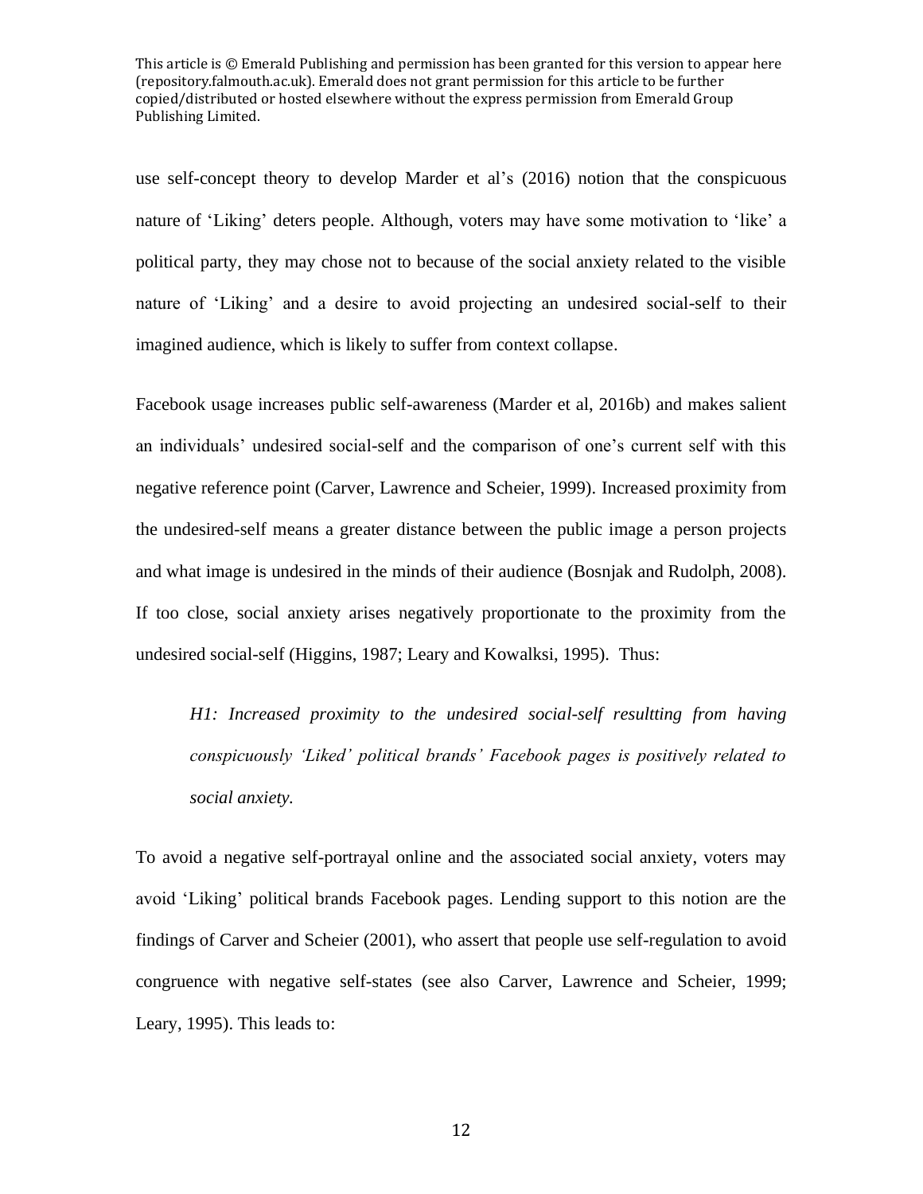use self-concept theory to develop Marder et al's (2016) notion that the conspicuous nature of 'Liking' deters people. Although, voters may have some motivation to 'like' a political party, they may chose not to because of the social anxiety related to the visible nature of 'Liking' and a desire to avoid projecting an undesired social-self to their imagined audience, which is likely to suffer from context collapse.

Facebook usage increases public self-awareness (Marder et al, 2016b) and makes salient an individuals' undesired social-self and the comparison of one's current self with this negative reference point (Carver, Lawrence and Scheier, 1999). Increased proximity from the undesired-self means a greater distance between the public image a person projects and what image is undesired in the minds of their audience (Bosnjak and Rudolph, 2008). If too close, social anxiety arises negatively proportionate to the proximity from the undesired social-self (Higgins, 1987; Leary and Kowalksi, 1995). Thus:

> *H1: Increased proximity to the undesired social-self resultting from having conspicuously 'Liked' political brands' Facebook pages is positively related to social anxiety.*

To avoid a negative self-portrayal online and the associated social anxiety, voters may avoid 'Liking' political brands Facebook pages. Lending support to this notion are the findings of Carver and Scheier (2001), who assert that people use self-regulation to avoid congruence with negative self-states (see also Carver, Lawrence and Scheier, 1999; Leary, 1995). This leads to: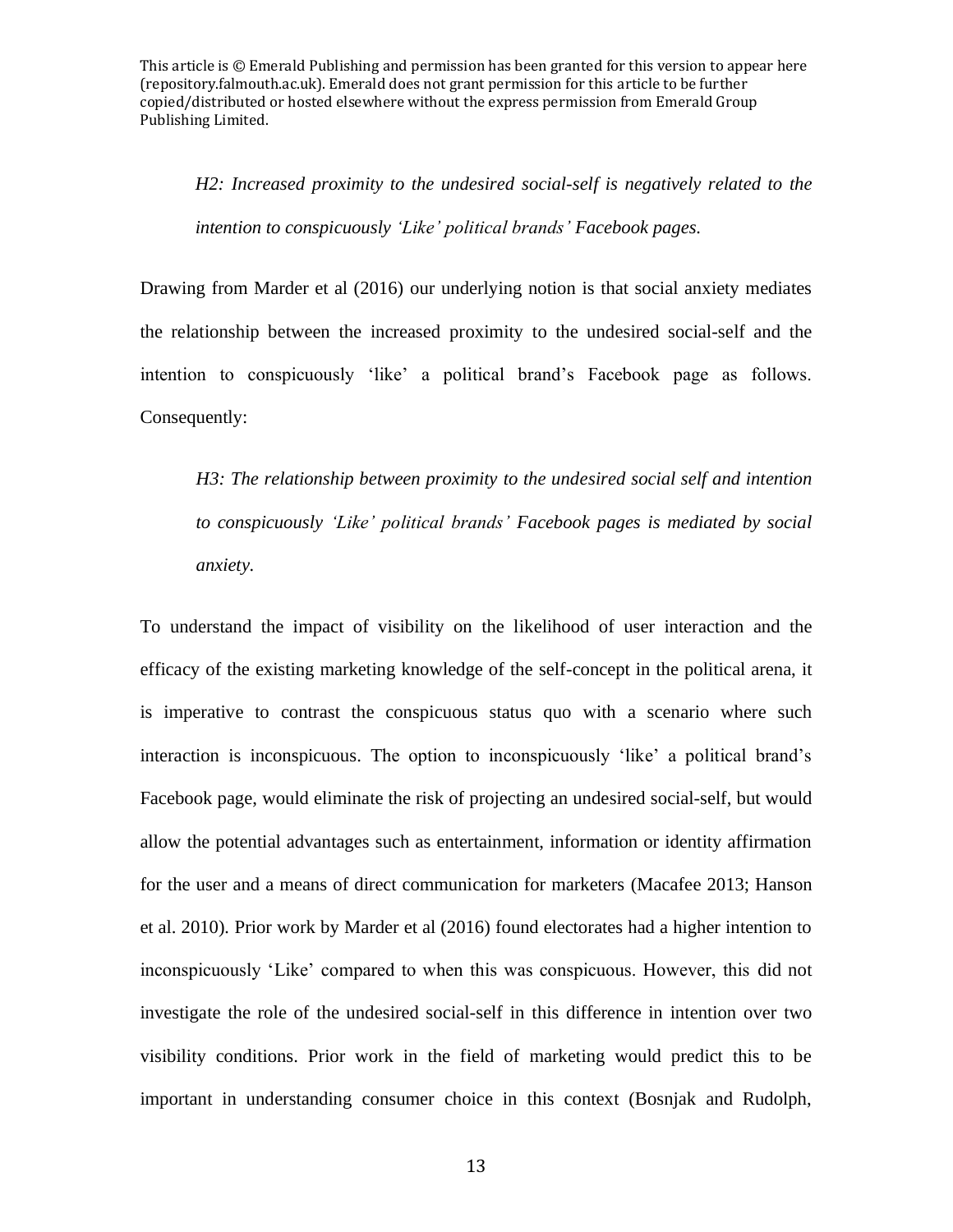*H2: Increased proximity to the undesired social-self is negatively related to the intention to conspicuously 'Like' political brands' Facebook pages.*

Drawing from Marder et al (2016) our underlying notion is that social anxiety mediates the relationship between the increased proximity to the undesired social-self and the intention to conspicuously 'like' a political brand's Facebook page as follows. Consequently:

*H3: The relationship between proximity to the undesired social self and intention to conspicuously 'Like' political brands' Facebook pages is mediated by social anxiety.*

To understand the impact of visibility on the likelihood of user interaction and the efficacy of the existing marketing knowledge of the self-concept in the political arena, it is imperative to contrast the conspicuous status quo with a scenario where such interaction is inconspicuous. The option to inconspicuously 'like' a political brand's Facebook page, would eliminate the risk of projecting an undesired social-self, but would allow the potential advantages such as entertainment, information or identity affirmation for the user and a means of direct communication for marketers (Macafee 2013; Hanson et al. 2010). Prior work by Marder et al (2016) found electorates had a higher intention to inconspicuously 'Like' compared to when this was conspicuous. However, this did not investigate the role of the undesired social-self in this difference in intention over two visibility conditions. Prior work in the field of marketing would predict this to be important in understanding consumer choice in this context (Bosnjak and Rudolph,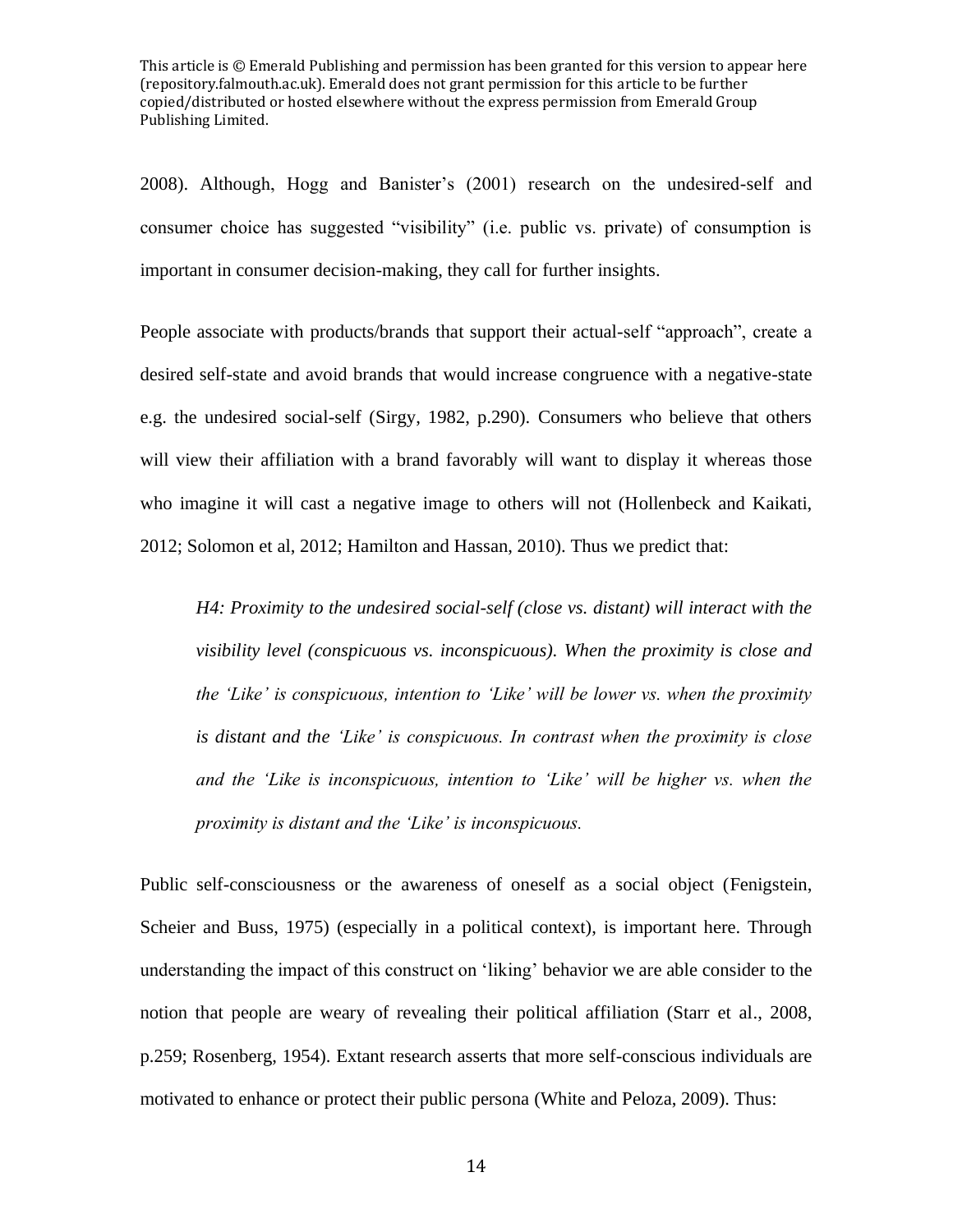This article is © Emerald Publishing and permission has been granted for this version to appear here (repository.falmouth.ac.uk). Emerald does not grant permission for this article to be further copied/distributed or hosted elsewhere without the express permission from Emerald Group Publishing Limited.

2008). Although, Hogg and Banister's (2001) research on the undesired-self and consumer choice has suggested "visibility" (i.e. public vs. private) of consumption is important in consumer decision-making, they call for further insights.

People associate with products/brands that support their actual-self "approach", create a desired self-state and avoid brands that would increase congruence with a negative-state e.g. the undesired social-self (Sirgy, 1982, p.290). Consumers who believe that others will view their affiliation with a brand favorably will want to display it whereas those who imagine it will cast a negative image to others will not (Hollenbeck and Kaikati, 2012; Solomon et al, 2012; Hamilton and Hassan, 2010). Thus we predict that:

> *H4: Proximity to the undesired social-self (close vs. distant) will interact with the visibility level (conspicuous vs. inconspicuous). When the proximity is close and the 'Like' is conspicuous, intention to 'Like' will be lower vs. when the proximity is distant and the 'Like' is conspicuous. In contrast when the proximity is close and the 'Like is inconspicuous, intention to 'Like' will be higher vs. when the proximity is distant and the 'Like' is inconspicuous.*

Public self-consciousness or the awareness of oneself as a social object (Fenigstein, Scheier and Buss, 1975) (especially in a political context), is important here. Through understanding the impact of this construct on 'liking' behavior we are able consider to the notion that people are weary of revealing their political affiliation (Starr et al., 2008, p.259; Rosenberg, 1954). Extant research asserts that more self-conscious individuals are motivated to enhance or protect their public persona (White and Peloza, 2009). Thus: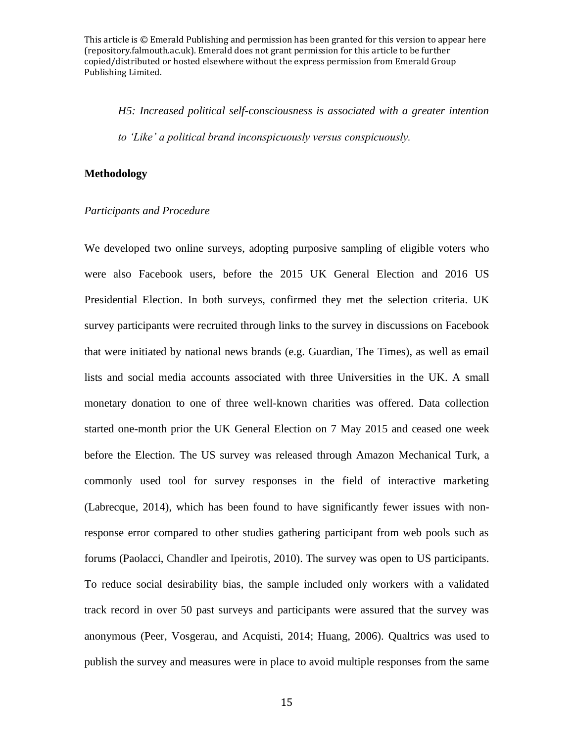*H5: Increased political self-consciousness is associated with a greater intention to 'Like' a political brand inconspicuously versus conspicuously.*

**Methodology**

*Participants and Procedure*

We developed two online surveys, adopting purposive sampling of eligible voters who were also Facebook users, before the 2015 UK General Election and 2016 US Presidential Election. In both surveys, confirmed they met the selection criteria. UK survey participants were recruited through links to the survey in discussions on Facebook that were initiated by national news brands (e.g. Guardian, The Times), as well as email lists and social media accounts associated with three Universities in the UK. A small monetary donation to one of three well-known charities was offered. Data collection started one-month prior the UK General Election on 7 May 2015 and ceased one week before the Election. The US survey was released through Amazon Mechanical Turk, a commonly used tool for survey responses in the field of interactive marketing (Labrecque, 2014), which has been found to have significantly fewer issues with non-response error compared to other studies gathering participant from web pools such as forums (Paolacci, Chandler and Ipeirotis, 2010). The survey was open to US participants. To reduce social desirability bias, the sample included only workers with a validated track record in over 50 past surveys and participants were assured that the survey was anonymous (Peer, Vosgerau, and Acquisti, 2014; Huang, 2006). Qualtrics was used to publish the survey and measures were in place to avoid multiple responses from the same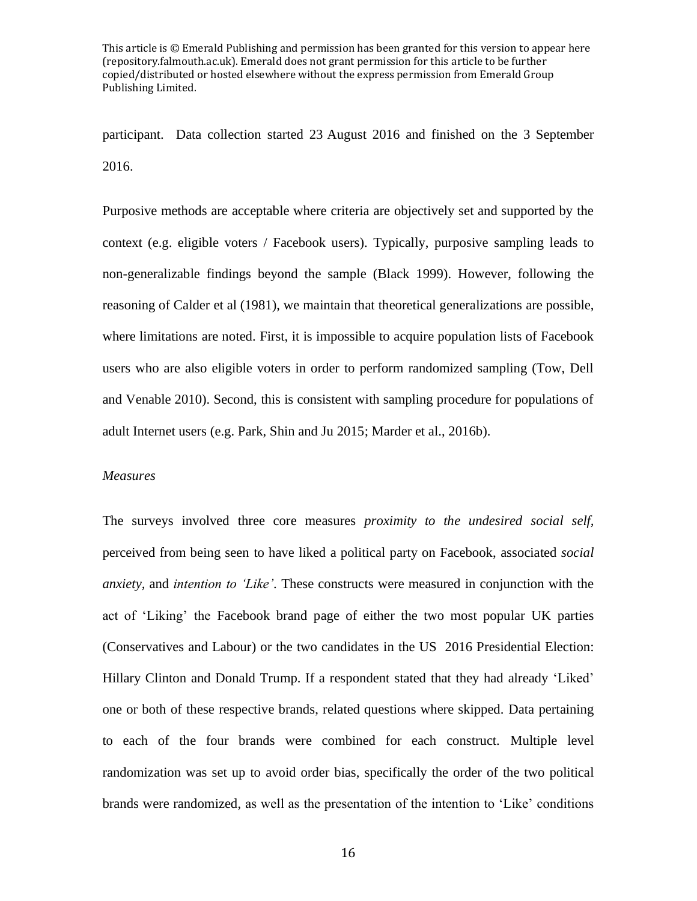participant. Data collection started 23 August 2016 and finished on the 3 September 2016.

Purposive methods are acceptable where criteria are objectively set and supported by the context (e.g. eligible voters / Facebook users). Typically, purposive sampling leads to non-generalizable findings beyond the sample (Black 1999). However, following the reasoning of Calder et al (1981), we maintain that theoretical generalizations are possible, where limitations are noted. First, it is impossible to acquire population lists of Facebook users who are also eligible voters in order to perform randomized sampling (Tow, Dell and Venable 2010). Second, this is consistent with sampling procedure for populations of adult Internet users (e.g. Park, Shin and Ju 2015; Marder et al., 2016b).

*Measures*

The surveys involved three core measures *proximity to the undesired social self*, perceived from being seen to have liked a political party on Facebook, associated *social anxiety*, and *intention to 'Like'*. These constructs were measured in conjunction with the act of 'Liking' the Facebook brand page of either the two most popular UK parties (Conservatives and Labour) or the two candidates in the US 2016 Presidential Election: Hillary Clinton and Donald Trump. If a respondent stated that they had already 'Liked' one or both of these respective brands, related questions where skipped. Data pertaining to each of the four brands were combined for each construct. Multiple level randomization was set up to avoid order bias, specifically the order of the two political brands were randomized, as well as the presentation of the intention to 'Like' conditions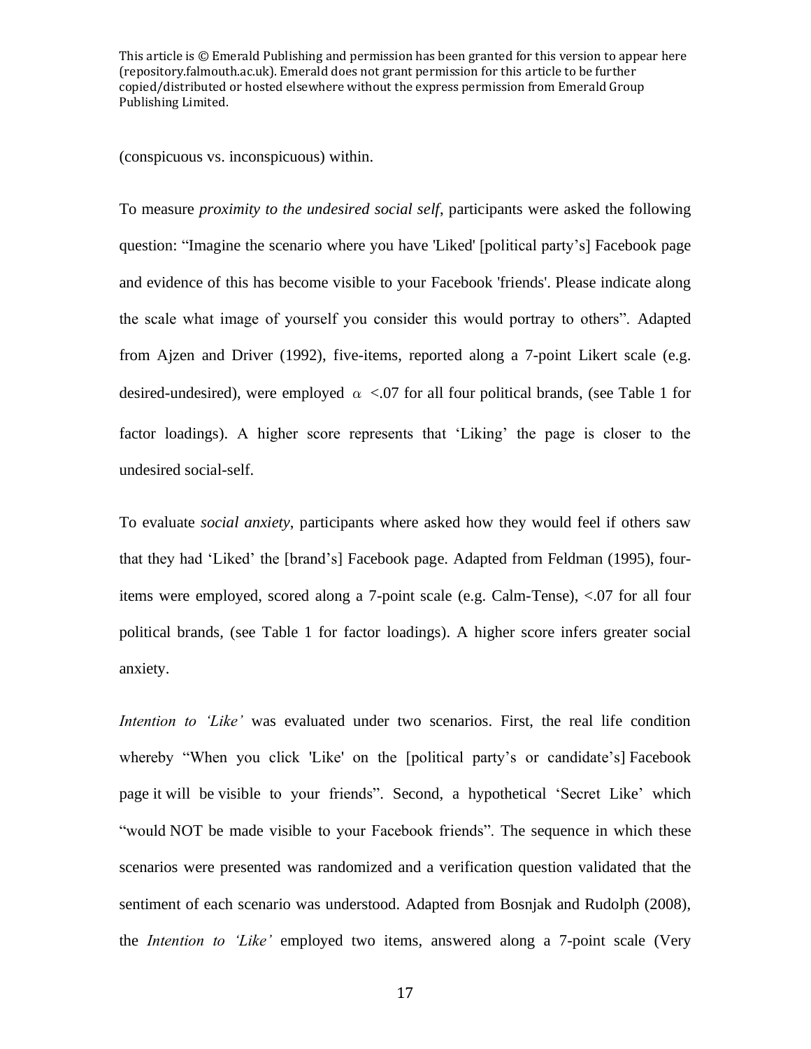(conspicuous vs. inconspicuous) within.

To measure *proximity to the undesired social self*, participants were asked the following question: “Imagine the scenario where you have 'Liked' [political party’s] Facebook page and evidence of this has become visible to your Facebook 'friends'. Please indicate along the scale what image of yourself you consider this would portray to others”. Adapted from Ajzen and Driver (1992), five-items, reported along a 7-point Likert scale (e.g. desired-undesired), were employed $\alpha$ <.07 for all four political brands, (see Table 1 for factor loadings). A higher score represents that ‘Liking’ the page is closer to the undesired social-self.

To evaluate *social anxiety*, participants where asked how they would feel if others saw that they had ‘Liked’ the [brand’s] Facebook page. Adapted from Feldman (1995), four-items were employed, scored along a 7-point scale (e.g. Calm-Tense), <.07 for all four political brands, (see Table 1 for factor loadings). A higher score infers greater social anxiety.

*Intention to ‘Like’* was evaluated under two scenarios. First, the real life condition whereby “When you click 'Like' on the [political party’s or candidate’s] Facebook page it will be visible to your friends”. Second, a hypothetical ‘Secret Like’ which “would NOT be made visible to your Facebook friends”. The sequence in which these scenarios were presented was randomized and a verification question validated that the sentiment of each scenario was understood. Adapted from Bosnjak and Rudolph (2008), the *Intention to ‘Like’* employed two items, answered along a 7-point scale (Very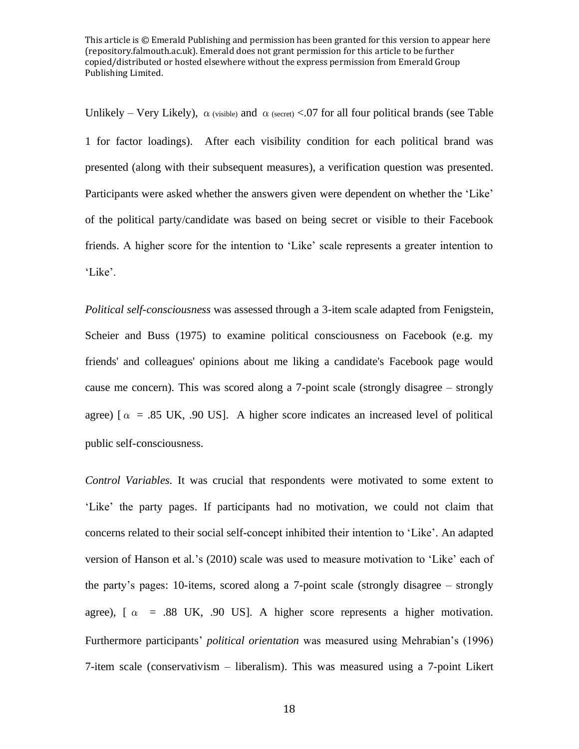Unlikely – Very Likely), $\alpha_{(visible)}$ and $\alpha_{(secret)}$ <.07 for all four political brands (see Table 1 for factor loadings). After each visibility condition for each political brand was presented (along with their subsequent measures), a verification question was presented. Participants were asked whether the answers given were dependent on whether the 'Like' of the political party/candidate was based on being secret or visible to their Facebook friends. A higher score for the intention to 'Like' scale represents a greater intention to 'Like'.

*Political self-consciousness* was assessed through a 3-item scale adapted from Fenigstein, Scheier and Buss (1975) to examine political consciousness on Facebook (e.g. my friends' and colleagues' opinions about me liking a candidate's Facebook page would cause me concern). This was scored along a 7-point scale (strongly disagree – strongly agree) [$\alpha$ = .85 UK, .90 US]. A higher score indicates an increased level of political public self-consciousness.

*Control Variables*. It was crucial that respondents were motivated to some extent to 'Like' the party pages. If participants had no motivation, we could not claim that concerns related to their social self-concept inhibited their intention to 'Like'. An adapted version of Hanson et al.'s (2010) scale was used to measure motivation to 'Like' each of the party's pages: 10-items, scored along a 7-point scale (strongly disagree – strongly agree), [$\alpha$ = .88 UK, .90 US]. A higher score represents a higher motivation. Furthermore participants' *political orientation* was measured using Mehrabian's (1996) 7-item scale (conservativism – liberalism). This was measured using a 7-point Likert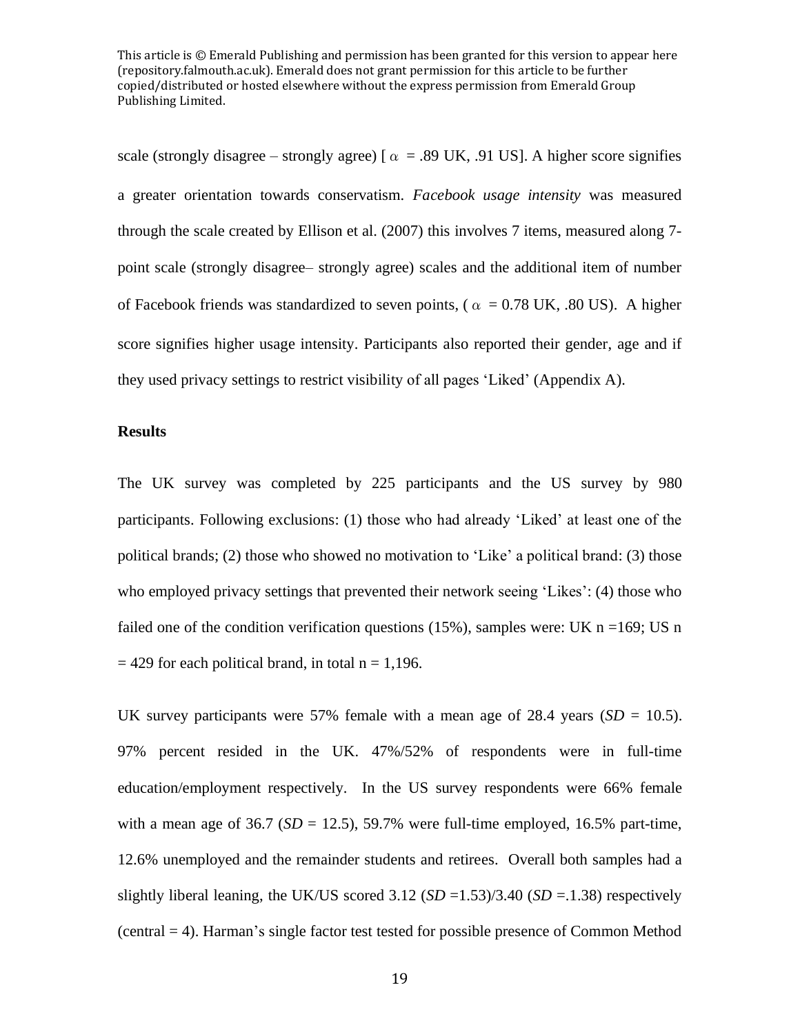This article is © Emerald Publishing and permission has been granted for this version to appear here (repository.falmouth.ac.uk). Emerald does not grant permission for this article to be further copied/distributed or hosted elsewhere without the express permission from Emerald Group Publishing Limited.

scale (strongly disagree – strongly agree) [ $\alpha$ = .89 UK, .91 US]. A higher score signifies a greater orientation towards conservatism. *Facebook usage intensity* was measured through the scale created by Ellison et al. (2007) this involves 7 items, measured along 7-point scale (strongly disagree– strongly agree) scales and the additional item of number of Facebook friends was standardized to seven points, ( $\alpha$ = 0.78 UK, .80 US). A higher score signifies higher usage intensity. Participants also reported their gender, age and if they used privacy settings to restrict visibility of all pages 'Liked' (Appendix A).

**Results**

The UK survey was completed by 225 participants and the US survey by 980 participants. Following exclusions: (1) those who had already 'Liked' at least one of the political brands; (2) those who showed no motivation to 'Like' a political brand: (3) those who employed privacy settings that prevented their network seeing 'Likes': (4) those who failed one of the condition verification questions (15%), samples were: UK n =169; US n = 429 for each political brand, in total n = 1,196.

UK survey participants were 57% female with a mean age of 28.4 years (*SD* = 10.5). 97% percent resided in the UK. 47%/52% of respondents were in full-time education/employment respectively. In the US survey respondents were 66% female with a mean age of 36.7 (*SD* = 12.5), 59.7% were full-time employed, 16.5% part-time, 12.6% unemployed and the remainder students and retirees. Overall both samples had a slightly liberal leaning, the UK/US scored 3.12 (*SD* =1.53)/3.40 (*SD* =.1.38) respectively (central = 4). Harman's single factor test tested for possible presence of Common Method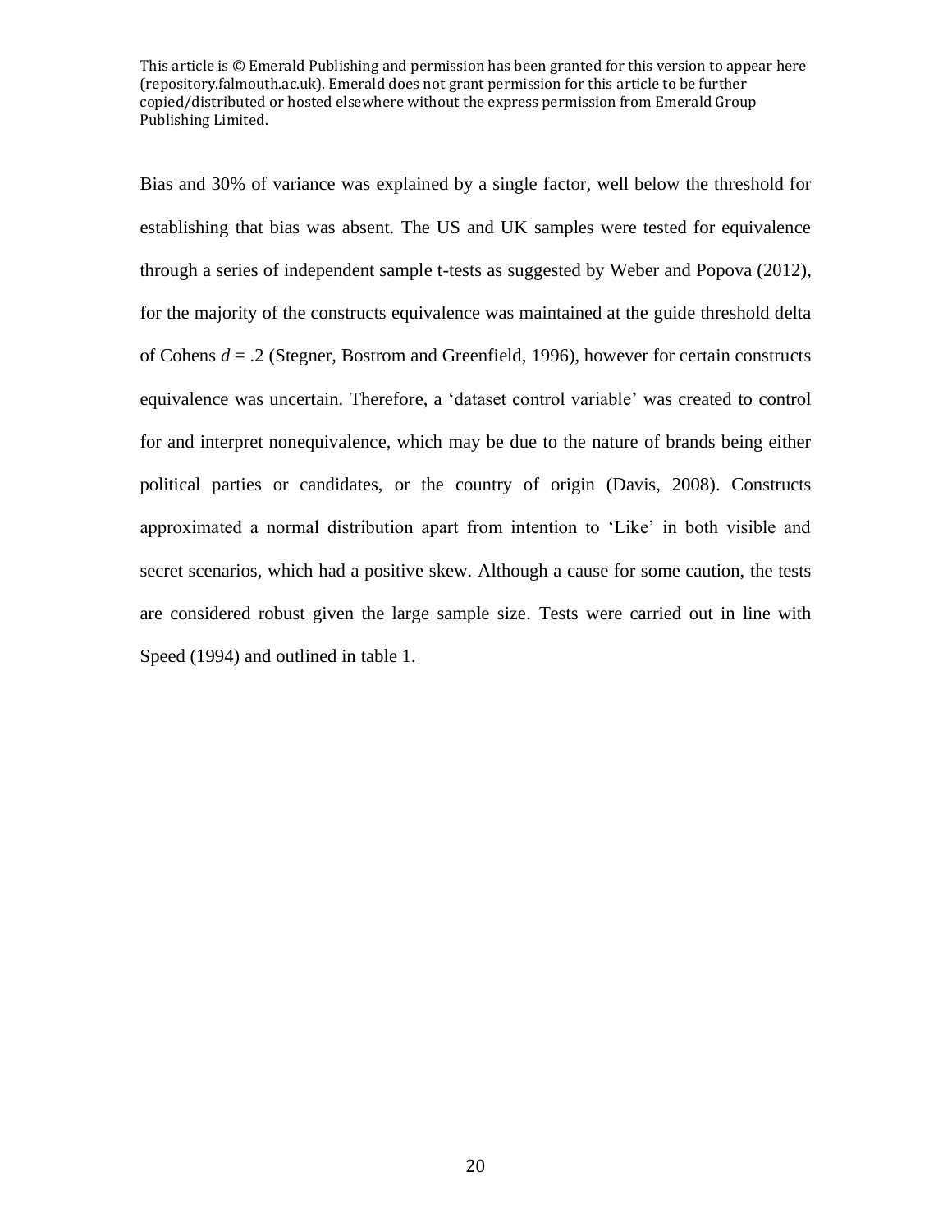Bias and 30% of variance was explained by a single factor, well below the threshold for establishing that bias was absent. The US and UK samples were tested for equivalence through a series of independent sample t-tests as suggested by Weber and Popova (2012), for the majority of the constructs equivalence was maintained at the guide threshold delta of Cohens $d = .2$ (Stegner, Bostrom and Greenfield, 1996), however for certain constructs equivalence was uncertain. Therefore, a 'dataset control variable' was created to control for and interpret nonequivalence, which may be due to the nature of brands being either political parties or candidates, or the country of origin (Davis, 2008). Constructs approximated a normal distribution apart from intention to 'Like' in both visible and secret scenarios, which had a positive skew. Although a cause for some caution, the tests are considered robust given the large sample size. Tests were carried out in line with Speed (1994) and outlined in table 1.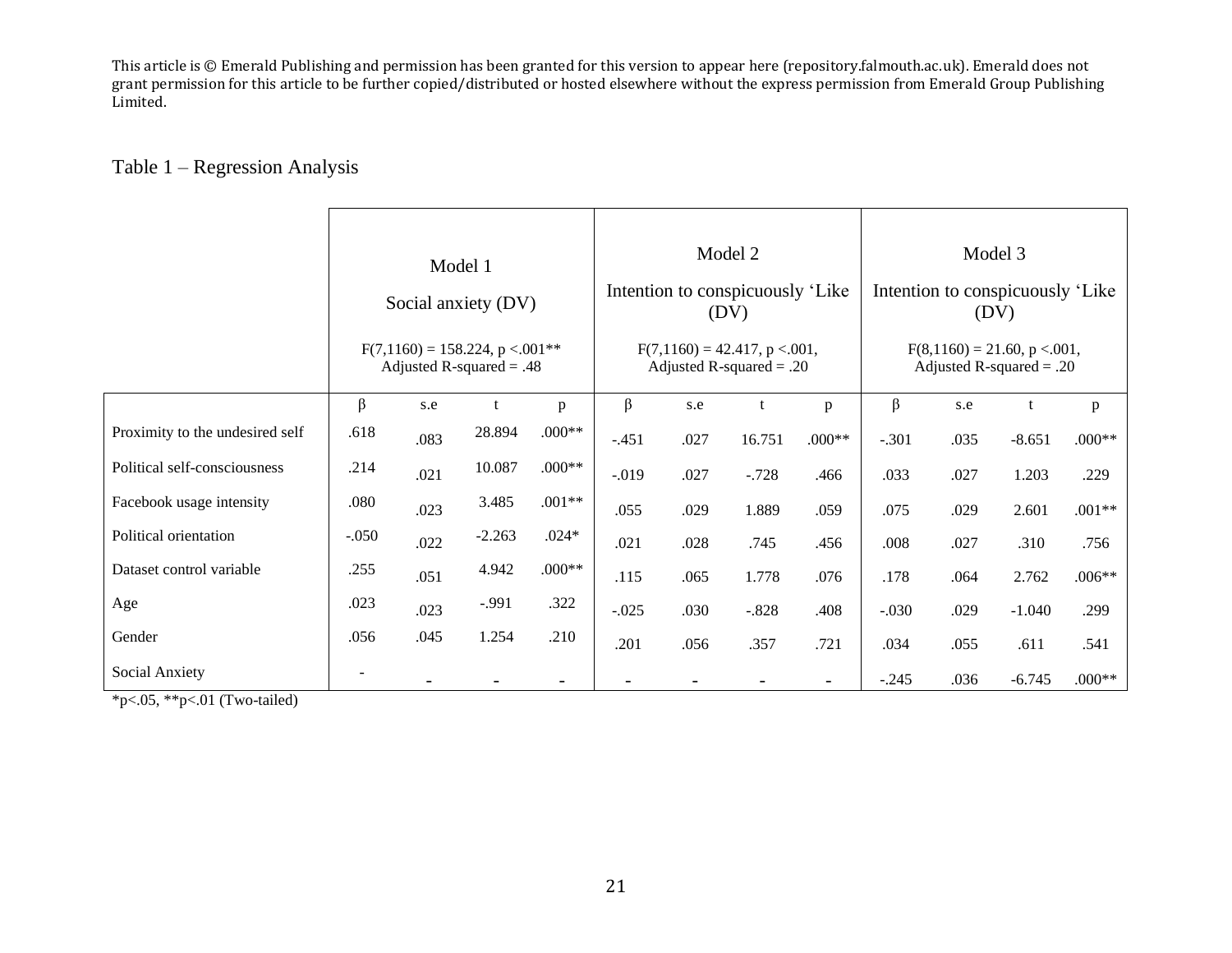This article is © Emerald Publishing and permission has been granted for this version to appear here (repository.falmouth.ac.uk). Emerald does not grant permission for this article to be further copied/distributed or hosted elsewhere without the express permission from Emerald Group Publishing Limited.

Table 1 – Regression Analysis

| | Model 1 Social anxiety (DV) $F(7,1160) = 158.224$, $p < .001$** Adjusted R-squared = .48 | | | | Model 2 Intention to conspicuously 'Like (DV) $F(7,1160) = 42.417$, $p < .001$, Adjusted R-squared = .20 | | | | Model 3 Intention to conspicuously 'Like (DV) $F(8,1160) = 21.60$, $p < .001$, Adjusted R-squared = .20 | | | |
|---|---|---|---|---|---|---|---|---|---|---|---|---|
| | β | s.e | t | p | β | s.e | t | p | β | s.e | t | p |
| Proximity to the undesired self | .618 | .083 | 28.894 | .000** | -.451 | .027 | 16.751 | .000** | -.301 | .035 | -8.651 | .000** |
| Political self-consciousness | .214 | .021 | 10.087 | .000** | -.019 | .027 | -.728 | .466 | .033 | .027 | 1.203 | .229 |
| Facebook usage intensity | .080 | .023 | 3.485 | .001** | .055 | .029 | 1.889 | .059 | .075 | .029 | 2.601 | .001** |
| Political orientation | -.050 | .022 | -2.263 | .024* | .021 | .028 | .745 | .456 | .008 | .027 | .310 | .756 |
| Dataset control variable | .255 | .051 | 4.942 | .000** | .115 | .065 | 1.778 | .076 | .178 | .064 | 2.762 | .006** |
| Age | .023 | .023 | -.991 | .322 | -.025 | .030 | -.828 | .408 | -.030 | .029 | -1.040 | .299 |
| Gender | .056 | .045 | 1.254 | .210 | .201 | .056 | .357 | .721 | .034 | .055 | .611 | .541 |
| Social Anxiety | - | - | - | - | - | - | - | - | -.245 | .036 | -6.745 | .000** |

*p<.05, **p<.01 (Two-tailed)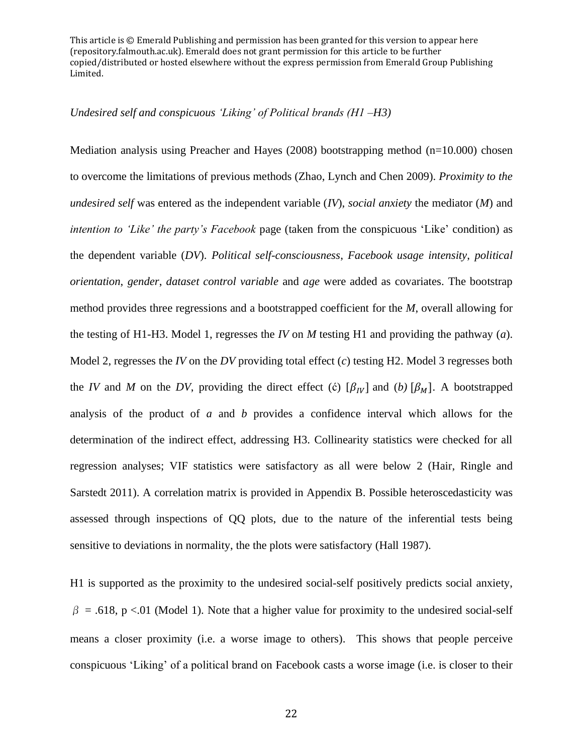This article is © Emerald Publishing and permission has been granted for this version to appear here (repository.falmouth.ac.uk). Emerald does not grant permission for this article to be further copied/distributed or hosted elsewhere without the express permission from Emerald Group Publishing Limited.

*Undesired self and conspicuous 'Liking' of Political brands (H1 –H3)*

Mediation analysis using Preacher and Hayes (2008) bootstrapping method (n=10.000) chosen to overcome the limitations of previous methods (Zhao, Lynch and Chen 2009). *Proximity to the undesired self* was entered as the independent variable (*IV*), *social anxiety* the mediator (*M*) and *intention to 'Like' the party's Facebook* page (taken from the conspicuous 'Like' condition) as the dependent variable (*DV*). *Political self-consciousness*, *Facebook usage intensity*, *political orientation*, *gender*, *dataset control variable* and *age* were added as covariates. The bootstrap method provides three regressions and a bootstrapped coefficient for the *M*, overall allowing for the testing of H1-H3. Model 1, regresses the *IV* on *M* testing H1 and providing the pathway (*a*). Model 2, regresses the *IV* on the *DV* providing total effect (*c*) testing H2. Model 3 regresses both the *IV* and *M* on the *DV*, providing the direct effect (ć) [$\beta_{IV}$] and (*b*) [$\beta_M$]. A bootstrapped analysis of the product of *a* and *b* provides a confidence interval which allows for the determination of the indirect effect, addressing H3. Collinearity statistics were checked for all regression analyses; VIF statistics were satisfactory as all were below 2 (Hair, Ringle and Sarstedt 2011). A correlation matrix is provided in Appendix B. Possible heteroscedasticity was assessed through inspections of QQ plots, due to the nature of the inferential tests being sensitive to deviations in normality, the the plots were satisfactory (Hall 1987).

H1 is supported as the proximity to the undesired social-self positively predicts social anxiety, $\beta$ = .618, p <.01 (Model 1). Note that a higher value for proximity to the undesired social-self means a closer proximity (i.e. a worse image to others). This shows that people perceive conspicuous 'Liking' of a political brand on Facebook casts a worse image (i.e. is closer to their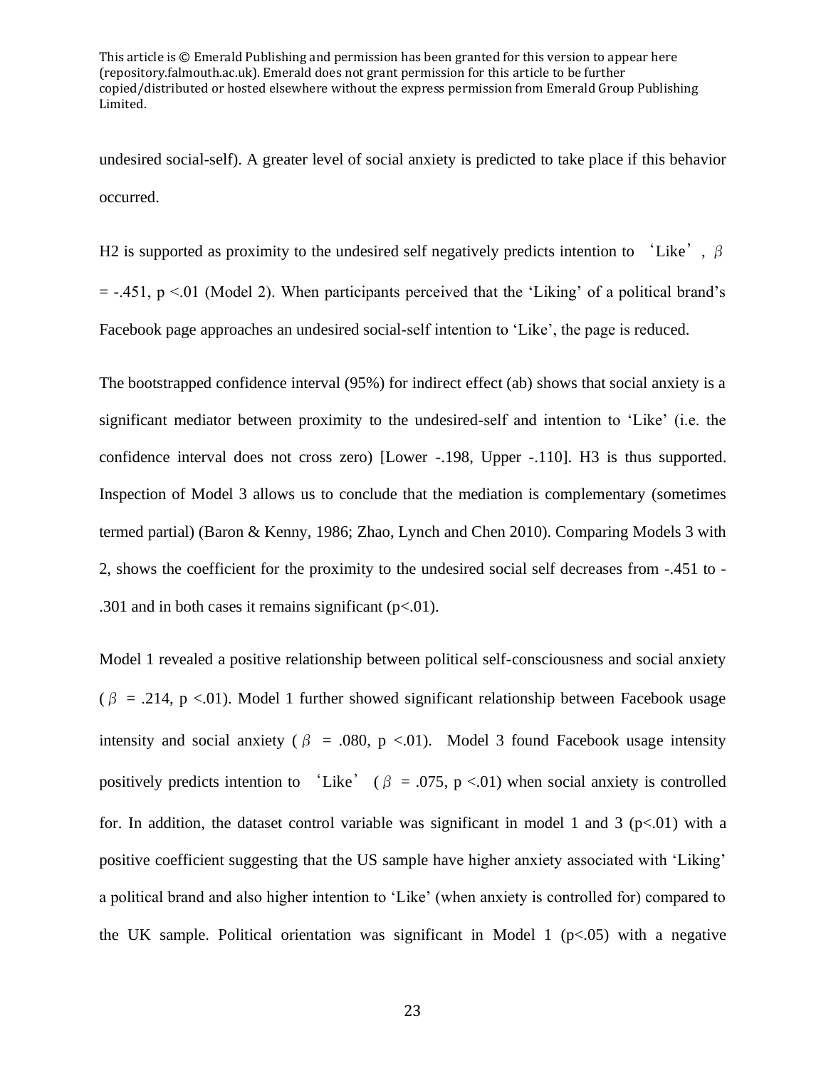undesired social-self). A greater level of social anxiety is predicted to take place if this behavior occurred.

H2 is supported as proximity to the undesired self negatively predicts intention to 'Like', $\beta = -.451$, $p < .01$ (Model 2). When participants perceived that the 'Liking' of a political brand's Facebook page approaches an undesired social-self intention to 'Like', the page is reduced.

The bootstrapped confidence interval (95%) for indirect effect (ab) shows that social anxiety is a significant mediator between proximity to the undesired-self and intention to 'Like' (i.e. the confidence interval does not cross zero) [Lower -.198, Upper -.110]. H3 is thus supported. Inspection of Model 3 allows us to conclude that the mediation is complementary (sometimes termed partial) (Baron & Kenny, 1986; Zhao, Lynch and Chen 2010). Comparing Models 3 with 2, shows the coefficient for the proximity to the undesired social self decreases from -.451 to -.301 and in both cases it remains significant ($p < .01$).

Model 1 revealed a positive relationship between political self-consciousness and social anxiety ($\beta = .214$, $p < .01$). Model 1 further showed significant relationship between Facebook usage intensity and social anxiety ($\beta = .080$, $p < .01$). Model 3 found Facebook usage intensity positively predicts intention to 'Like' ($\beta = .075$, $p < .01$) when social anxiety is controlled for. In addition, the dataset control variable was significant in model 1 and 3 ($p < .01$) with a positive coefficient suggesting that the US sample have higher anxiety associated with 'Liking' a political brand and also higher intention to 'Like' (when anxiety is controlled for) compared to the UK sample. Political orientation was significant in Model 1 ($p < .05$) with a negative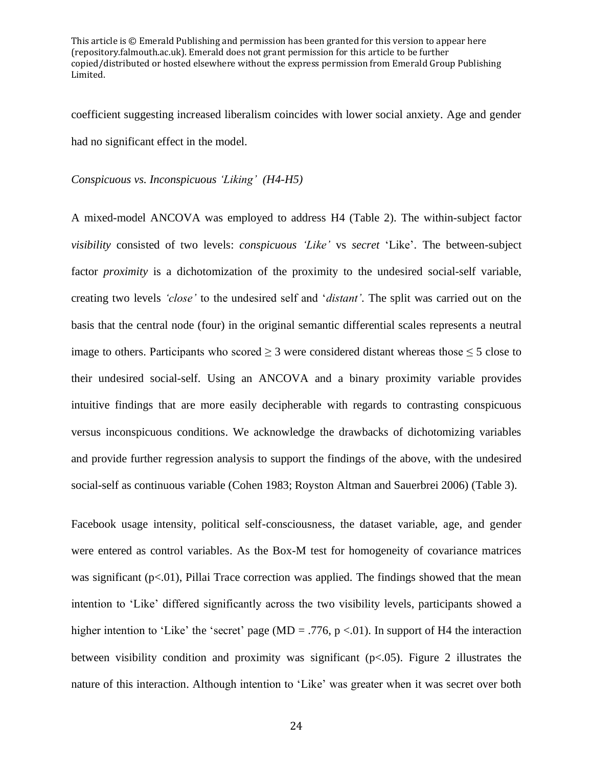coefficient suggesting increased liberalism coincides with lower social anxiety. Age and gender had no significant effect in the model.

*Conspicuous vs. Inconspicuous 'Liking' (H4-H5)*

A mixed-model ANCOVA was employed to address H4 (Table 2). The within-subject factor *visibility* consisted of two levels: *conspicuous 'Like'* vs *secret* 'Like'. The between-subject factor *proximity* is a dichotomization of the proximity to the undesired social-self variable, creating two levels *'close'* to the undesired self and '*distant'*. The split was carried out on the basis that the central node (four) in the original semantic differential scales represents a neutral image to others. Participants who scored $\geq 3$ were considered distant whereas those $\leq 5$ close to their undesired social-self. Using an ANCOVA and a binary proximity variable provides intuitive findings that are more easily decipherable with regards to contrasting conspicuous versus inconspicuous conditions. We acknowledge the drawbacks of dichotomizing variables and provide further regression analysis to support the findings of the above, with the undesired social-self as continuous variable (Cohen 1983; Royston Altman and Sauerbrei 2006) (Table 3).

Facebook usage intensity, political self-consciousness, the dataset variable, age, and gender were entered as control variables. As the Box-M test for homogeneity of covariance matrices was significant ($p<.01$), Pillai Trace correction was applied. The findings showed that the mean intention to 'Like' differed significantly across the two visibility levels, participants showed a higher intention to 'Like' the 'secret' page ($MD = .776$, $p <.01$). In support of H4 the interaction between visibility condition and proximity was significant ($p<.05$). Figure 2 illustrates the nature of this interaction. Although intention to 'Like' was greater when it was secret over both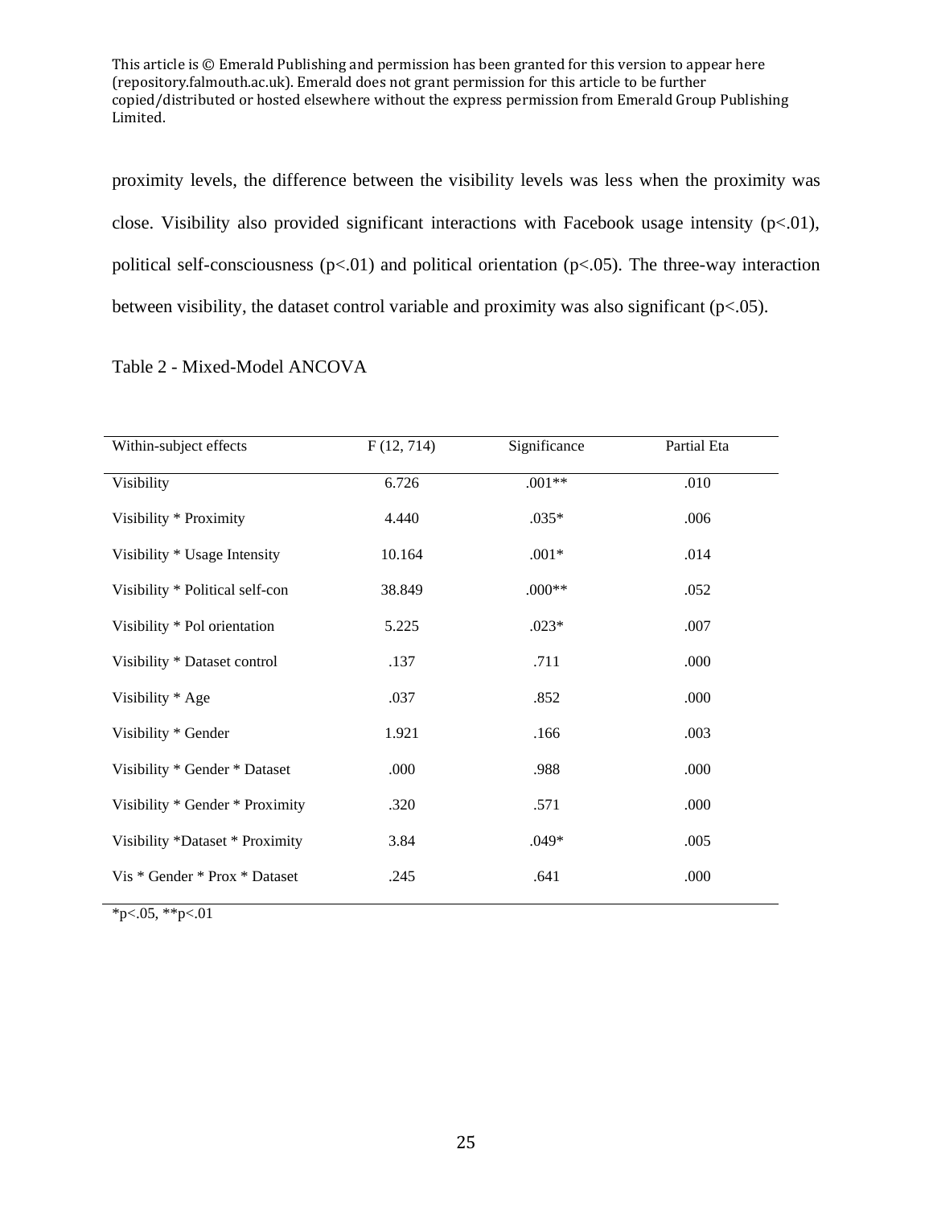This article is © Emerald Publishing and permission has been granted for this version to appear here (repository.falmouth.ac.uk). Emerald does not grant permission for this article to be further copied/distributed or hosted elsewhere without the express permission from Emerald Group Publishing Limited.

proximity levels, the difference between the visibility levels was less when the proximity was close. Visibility also provided significant interactions with Facebook usage intensity ($p<.01$), political self-consciousness ($p<.01$) and political orientation ($p<.05$). The three-way interaction between visibility, the dataset control variable and proximity was also significant ($p<.05$).

Table 2 - Mixed-Model ANCOVA

| Within-subject effects | F (12, 714) | Significance | Partial Eta |
|---|---|---|---|
| Visibility | 6.726 | .001** | .010 |
| Visibility * Proximity | 4.440 | .035* | .006 |
| Visibility * Usage Intensity | 10.164 | .001* | .014 |
| Visibility * Political self-con | 38.849 | .000** | .052 |
| Visibility * Pol orientation | 5.225 | .023* | .007 |
| Visibility * Dataset control | .137 | .711 | .000 |
| Visibility * Age | .037 | .852 | .000 |
| Visibility * Gender | 1.921 | .166 | .003 |
| Visibility * Gender * Dataset | .000 | .988 | .000 |
| Visibility * Gender * Proximity | .320 | .571 | .000 |
| Visibility *Dataset * Proximity | 3.84 | .049* | .005 |
| Vis * Gender * Prox * Dataset | .245 | .641 | .000 |

*p<.05, **p<.01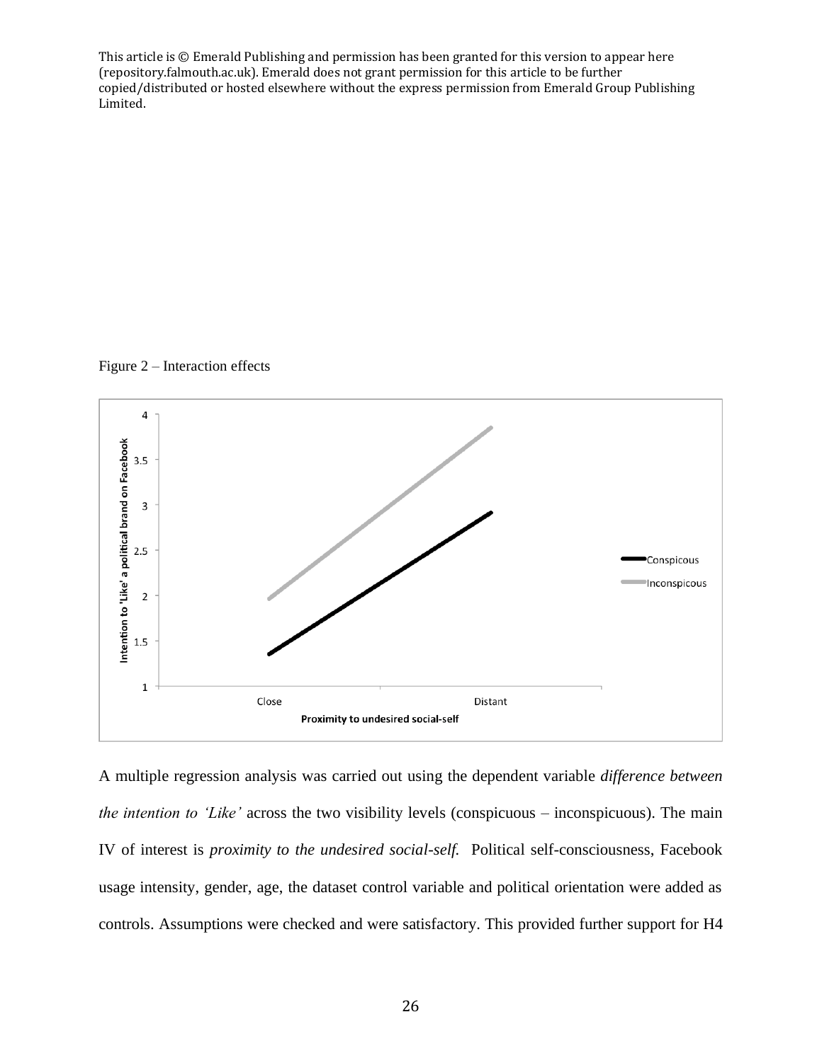This article is © Emerald Publishing and permission has been granted for this version to appear here (repository.falmouth.ac.uk). Emerald does not grant permission for this article to be further copied/distributed or hosted elsewhere without the express permission from Emerald Group Publishing Limited.

Figure 2 – Interaction effects

A multiple regression analysis was carried out using the dependent variable *difference between the intention to 'Like'* across the two visibility levels (conspicuous – inconspicuous). The main IV of interest is *proximity to the undesired social-self.* Political self-consciousness, Facebook usage intensity, gender, age, the dataset control variable and political orientation were added as controls. Assumptions were checked and were satisfactory. This provided further support for H4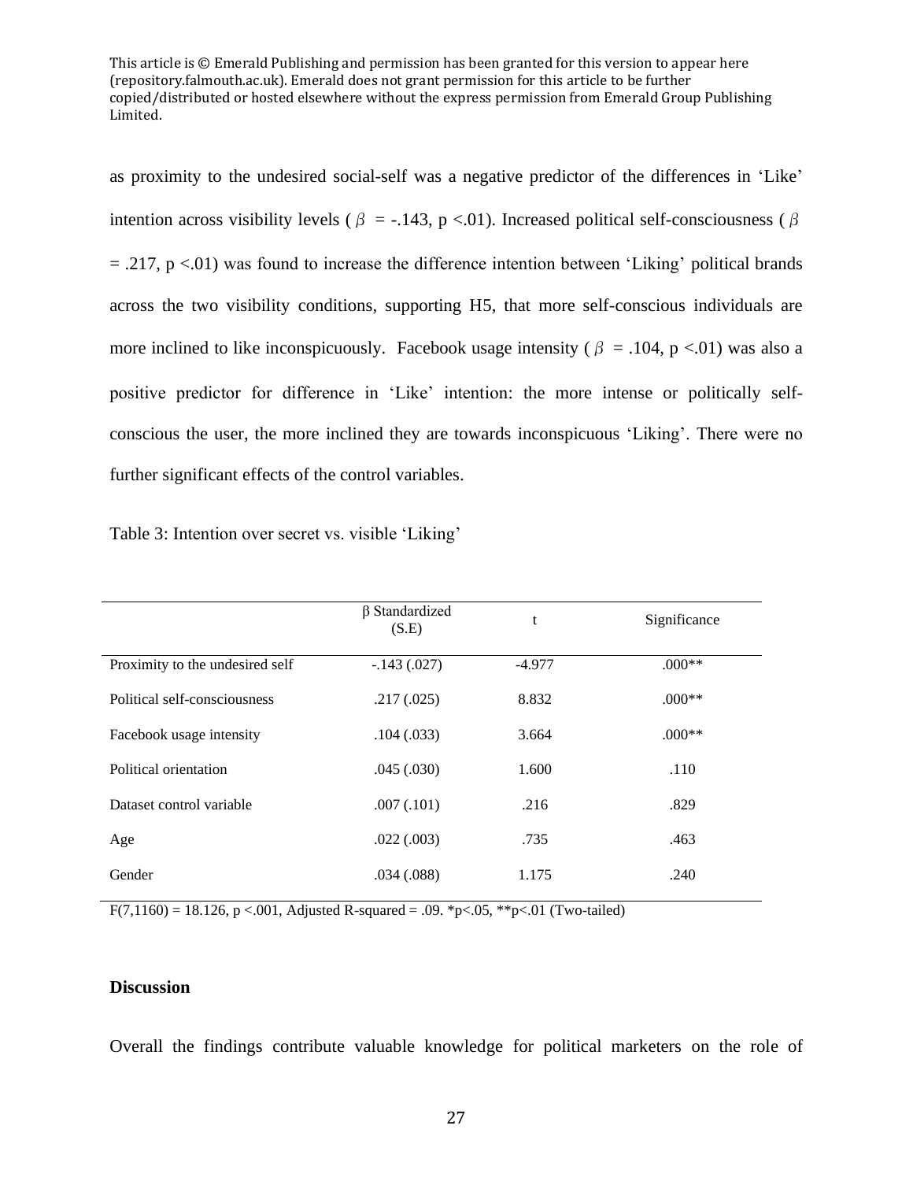as proximity to the undesired social-self was a negative predictor of the differences in 'Like' intention across visibility levels ($\beta$ = -.143, $p < .01$). Increased political self-consciousness ($\beta$ = .217, $p < .01$) was found to increase the difference intention between 'Liking' political brands across the two visibility conditions, supporting H5, that more self-conscious individuals are more inclined to like inconspicuously. Facebook usage intensity ($\beta$ = .104, $p < .01$) was also a positive predictor for difference in 'Like' intention: the more intense or politically self-conscious the user, the more inclined they are towards inconspicuous 'Liking'. There were no further significant effects of the control variables.

Table 3: Intention over secret vs. visible 'Liking'

| | β Standardized (S.E) | t | Significance |
|---|---|---|---|
| Proximity to the undesired self | -.143 (.027) | -4.977 | .000** |
| Political self-consciousness | .217 (.025) | 8.832 | .000** |
| Facebook usage intensity | .104 (.033) | 3.664 | .000** |
| Political orientation | .045 (.030) | 1.600 | .110 |
| Dataset control variable | .007 (.101) | .216 | .829 |
| Age | .022 (.003) | .735 | .463 |
| Gender | .034 (.088) | 1.175 | .240 |

$F(7,1160) = 18.126$, $p < .001$, Adjusted R-squared = .09. *$p<.05$, **$p<.01$ (Two-tailed)

**Discussion**

Overall the findings contribute valuable knowledge for political marketers on the role of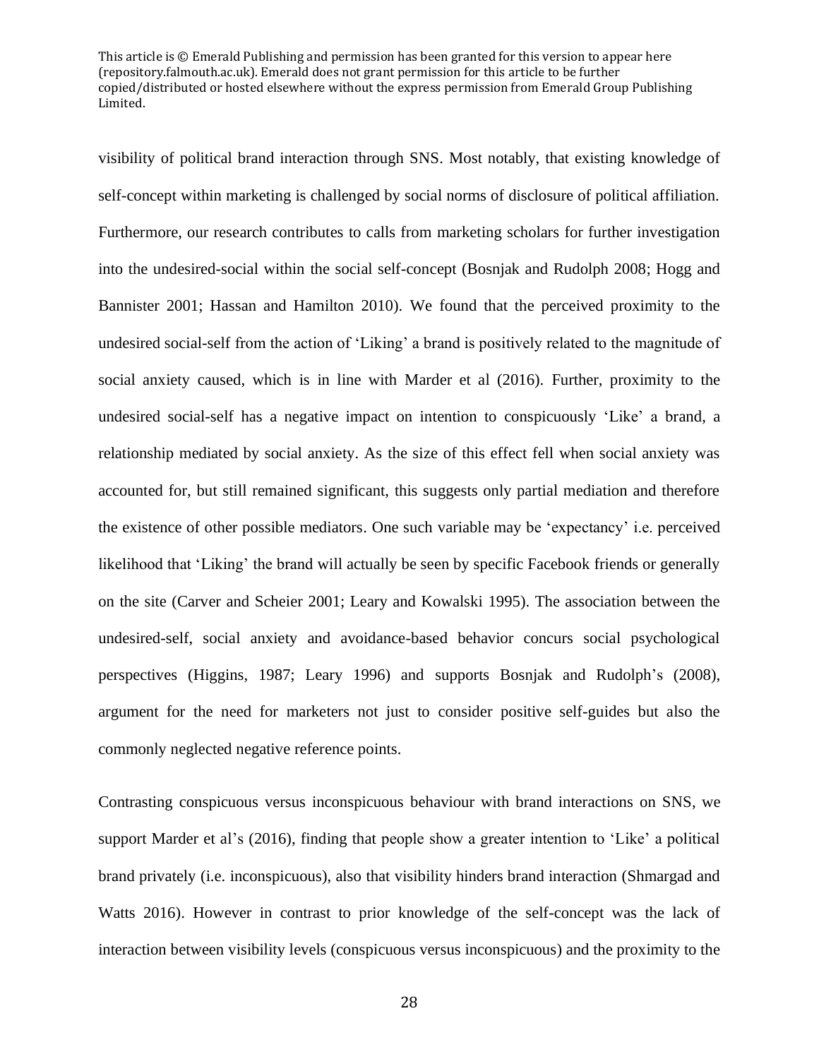visibility of political brand interaction through SNS. Most notably, that existing knowledge of self-concept within marketing is challenged by social norms of disclosure of political affiliation. Furthermore, our research contributes to calls from marketing scholars for further investigation into the undesired-social within the social self-concept (Bosnjak and Rudolph 2008; Hogg and Bannister 2001; Hassan and Hamilton 2010). We found that the perceived proximity to the undesired social-self from the action of 'Liking' a brand is positively related to the magnitude of social anxiety caused, which is in line with Marder et al (2016). Further, proximity to the undesired social-self has a negative impact on intention to conspicuously 'Like' a brand, a relationship mediated by social anxiety. As the size of this effect fell when social anxiety was accounted for, but still remained significant, this suggests only partial mediation and therefore the existence of other possible mediators. One such variable may be 'expectancy' i.e. perceived likelihood that 'Liking' the brand will actually be seen by specific Facebook friends or generally on the site (Carver and Scheier 2001; Leary and Kowalski 1995). The association between the undesired-self, social anxiety and avoidance-based behavior concurs social psychological perspectives (Higgins, 1987; Leary 1996) and supports Bosnjak and Rudolph's (2008), argument for the need for marketers not just to consider positive self-guides but also the commonly neglected negative reference points.

Contrasting conspicuous versus inconspicuous behaviour with brand interactions on SNS, we support Marder et al's (2016), finding that people show a greater intention to 'Like' a political brand privately (i.e. inconspicuous), also that visibility hinders brand interaction (Shmargad and Watts 2016). However in contrast to prior knowledge of the self-concept was the lack of interaction between visibility levels (conspicuous versus inconspicuous) and the proximity to the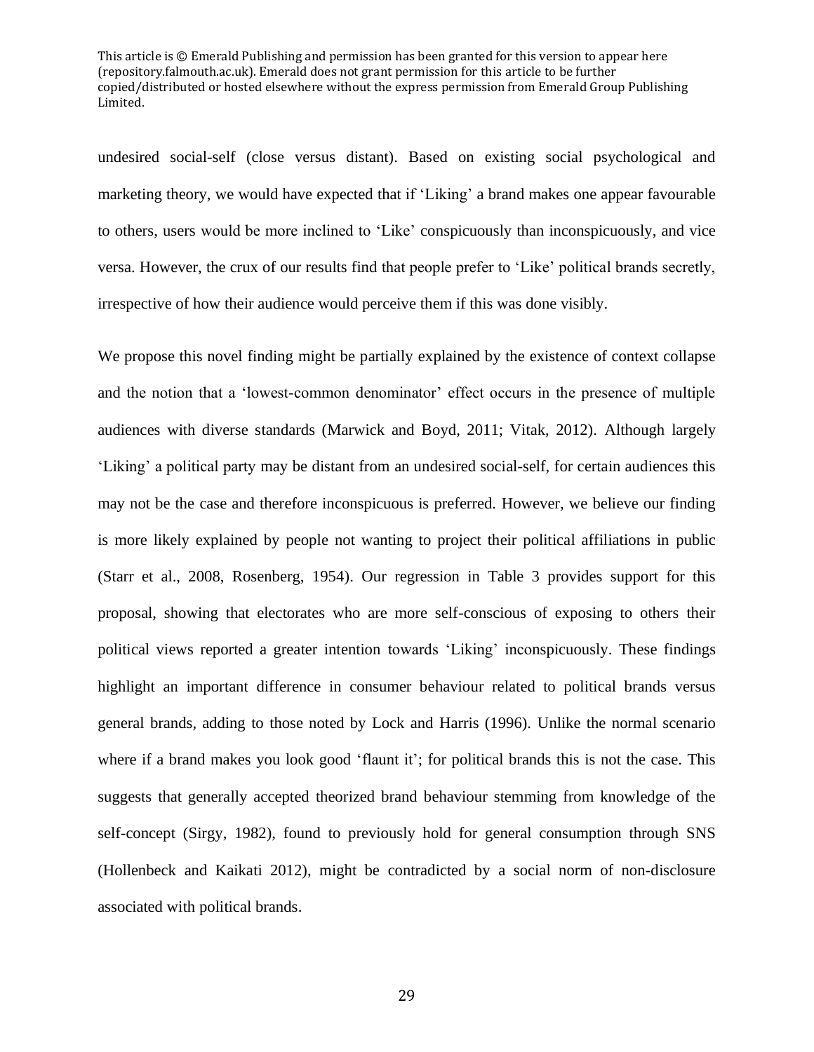undesired social-self (close versus distant). Based on existing social psychological and marketing theory, we would have expected that if 'Liking' a brand makes one appear favourable to others, users would be more inclined to 'Like' conspicuously than inconspicuously, and vice versa. However, the crux of our results find that people prefer to 'Like' political brands secretly, irrespective of how their audience would perceive them if this was done visibly.

We propose this novel finding might be partially explained by the existence of context collapse and the notion that a 'lowest-common denominator' effect occurs in the presence of multiple audiences with diverse standards (Marwick and Boyd, 2011; Vitak, 2012). Although largely 'Liking' a political party may be distant from an undesired social-self, for certain audiences this may not be the case and therefore inconspicuous is preferred. However, we believe our finding is more likely explained by people not wanting to project their political affiliations in public (Starr et al., 2008, Rosenberg, 1954). Our regression in Table 3 provides support for this proposal, showing that electorates who are more self-conscious of exposing to others their political views reported a greater intention towards 'Liking' inconspicuously. These findings highlight an important difference in consumer behaviour related to political brands versus general brands, adding to those noted by Lock and Harris (1996). Unlike the normal scenario where if a brand makes you look good 'flaunt it'; for political brands this is not the case. This suggests that generally accepted theorized brand behaviour stemming from knowledge of the self-concept (Sirgy, 1982), found to previously hold for general consumption through SNS (Hollenbeck and Kaikati 2012), might be contradicted by a social norm of non-disclosure associated with political brands.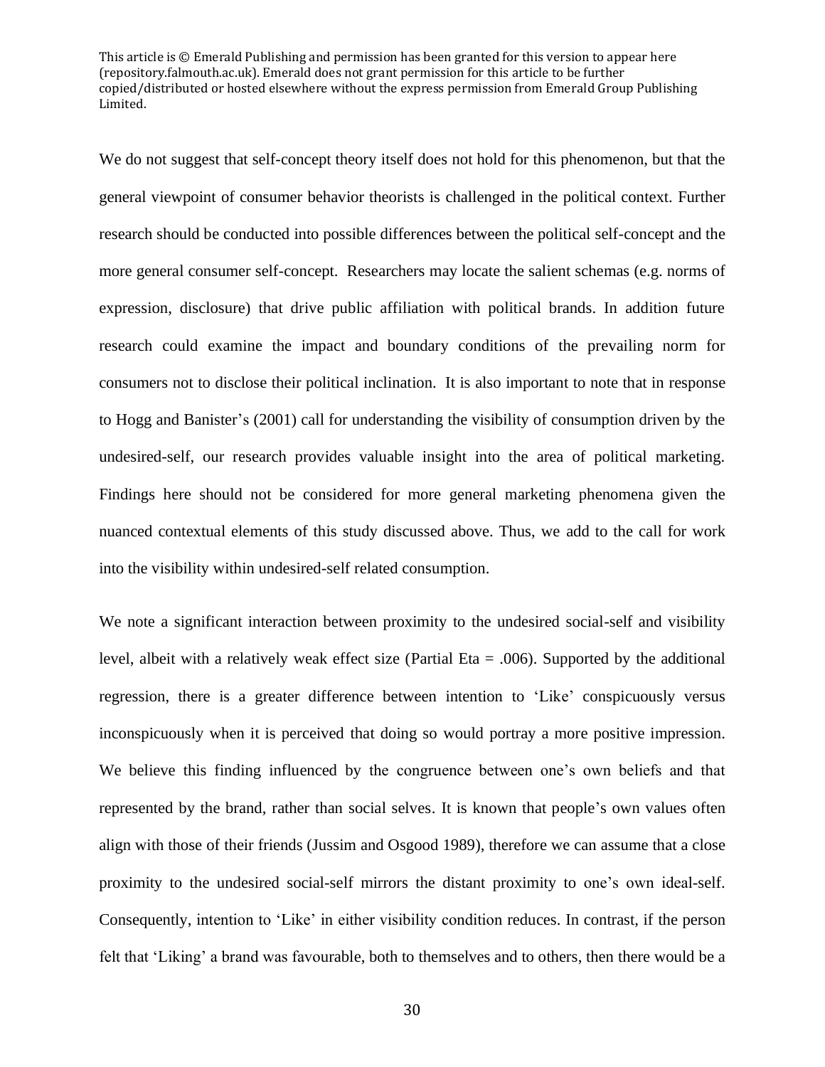We do not suggest that self-concept theory itself does not hold for this phenomenon, but that the general viewpoint of consumer behavior theorists is challenged in the political context. Further research should be conducted into possible differences between the political self-concept and the more general consumer self-concept. Researchers may locate the salient schemas (e.g. norms of expression, disclosure) that drive public affiliation with political brands. In addition future research could examine the impact and boundary conditions of the prevailing norm for consumers not to disclose their political inclination. It is also important to note that in response to Hogg and Banister's (2001) call for understanding the visibility of consumption driven by the undesired-self, our research provides valuable insight into the area of political marketing. Findings here should not be considered for more general marketing phenomena given the nuanced contextual elements of this study discussed above. Thus, we add to the call for work into the visibility within undesired-self related consumption.

We note a significant interaction between proximity to the undesired social-self and visibility level, albeit with a relatively weak effect size (Partial Eta = .006). Supported by the additional regression, there is a greater difference between intention to 'Like' conspicuously versus inconspicuously when it is perceived that doing so would portray a more positive impression. We believe this finding influenced by the congruence between one's own beliefs and that represented by the brand, rather than social selves. It is known that people's own values often align with those of their friends (Jussim and Osgood 1989), therefore we can assume that a close proximity to the undesired social-self mirrors the distant proximity to one's own ideal-self. Consequently, intention to 'Like' in either visibility condition reduces. In contrast, if the person felt that 'Liking' a brand was favourable, both to themselves and to others, then there would be a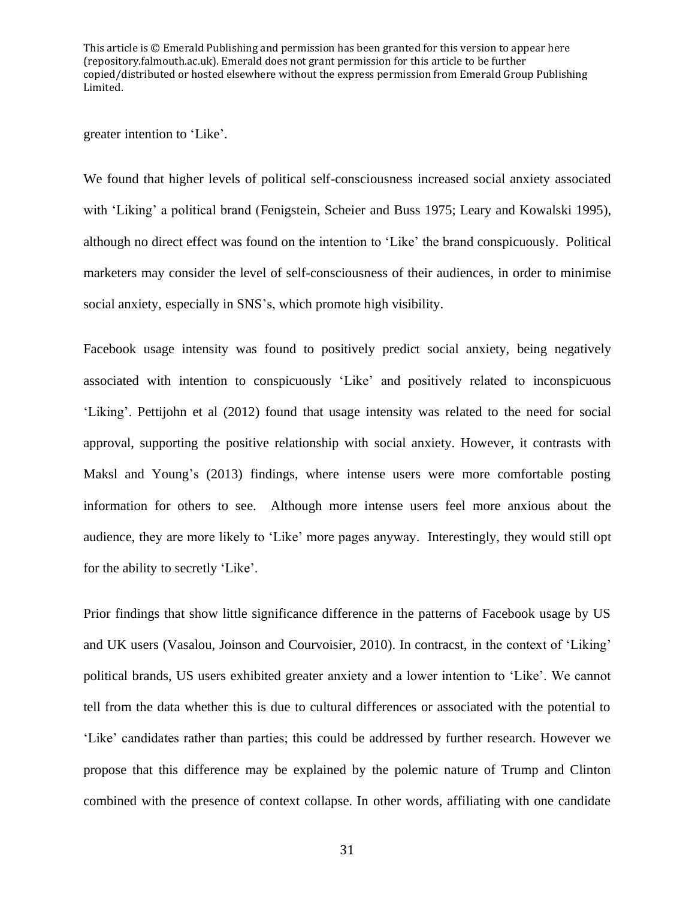greater intention to 'Like'.

We found that higher levels of political self-consciousness increased social anxiety associated with 'Liking' a political brand (Fenigstein, Scheier and Buss 1975; Leary and Kowalski 1995), although no direct effect was found on the intention to 'Like' the brand conspicuously. Political marketers may consider the level of self-consciousness of their audiences, in order to minimise social anxiety, especially in SNS's, which promote high visibility.

Facebook usage intensity was found to positively predict social anxiety, being negatively associated with intention to conspicuously 'Like' and positively related to inconspicuous 'Liking'. Pettijohn et al (2012) found that usage intensity was related to the need for social approval, supporting the positive relationship with social anxiety. However, it contrasts with Maksl and Young's (2013) findings, where intense users were more comfortable posting information for others to see. Although more intense users feel more anxious about the audience, they are more likely to 'Like' more pages anyway. Interestingly, they would still opt for the ability to secretly 'Like'.

Prior findings that show little significance difference in the patterns of Facebook usage by US and UK users (Vasalou, Joinson and Courvoisier, 2010). In contracst, in the context of 'Liking' political brands, US users exhibited greater anxiety and a lower intention to 'Like'. We cannot tell from the data whether this is due to cultural differences or associated with the potential to 'Like' candidates rather than parties; this could be addressed by further research. However we propose that this difference may be explained by the polemic nature of Trump and Clinton combined with the presence of context collapse. In other words, affiliating with one candidate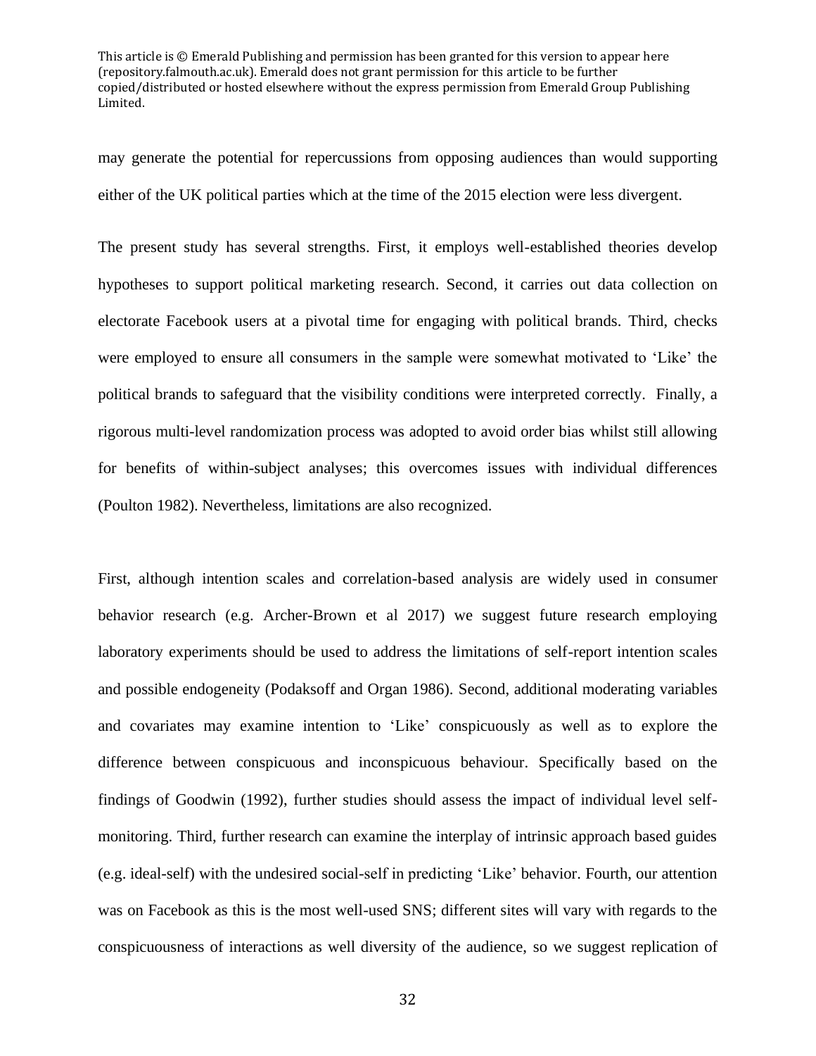may generate the potential for repercussions from opposing audiences than would supporting either of the UK political parties which at the time of the 2015 election were less divergent.

The present study has several strengths. First, it employs well-established theories develop hypotheses to support political marketing research. Second, it carries out data collection on electorate Facebook users at a pivotal time for engaging with political brands. Third, checks were employed to ensure all consumers in the sample were somewhat motivated to 'Like' the political brands to safeguard that the visibility conditions were interpreted correctly. Finally, a rigorous multi-level randomization process was adopted to avoid order bias whilst still allowing for benefits of within-subject analyses; this overcomes issues with individual differences (Poulton 1982). Nevertheless, limitations are also recognized.

First, although intention scales and correlation-based analysis are widely used in consumer behavior research (e.g. Archer-Brown et al 2017) we suggest future research employing laboratory experiments should be used to address the limitations of self-report intention scales and possible endogeneity (Podaksoff and Organ 1986). Second, additional moderating variables and covariates may examine intention to 'Like' conspicuously as well as to explore the difference between conspicuous and inconspicuous behaviour. Specifically based on the findings of Goodwin (1992), further studies should assess the impact of individual level self-monitoring. Third, further research can examine the interplay of intrinsic approach based guides (e.g. ideal-self) with the undesired social-self in predicting 'Like' behavior. Fourth, our attention was on Facebook as this is the most well-used SNS; different sites will vary with regards to the conspicuousness of interactions as well diversity of the audience, so we suggest replication of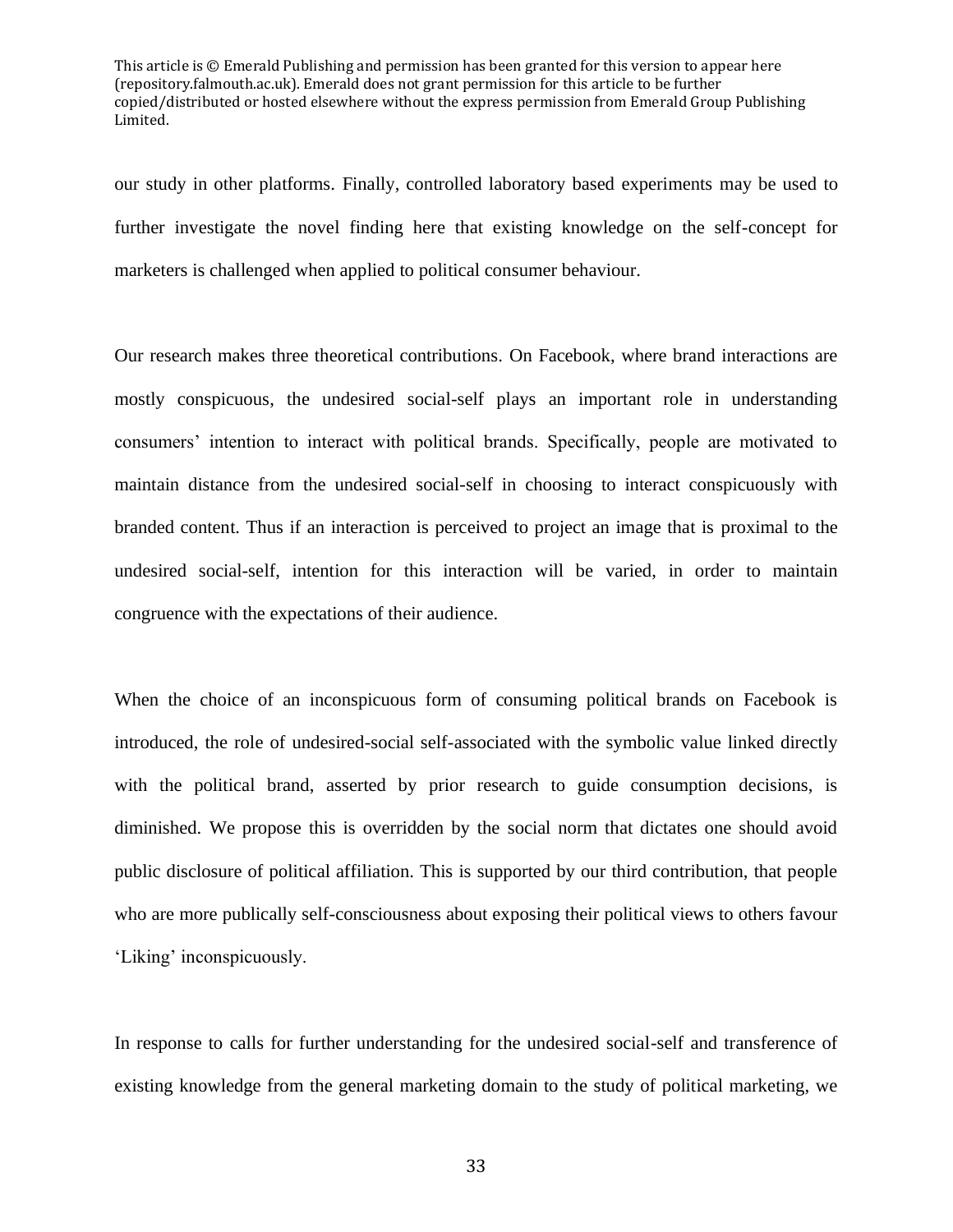our study in other platforms. Finally, controlled laboratory based experiments may be used to further investigate the novel finding here that existing knowledge on the self-concept for marketers is challenged when applied to political consumer behaviour.

Our research makes three theoretical contributions. On Facebook, where brand interactions are mostly conspicuous, the undesired social-self plays an important role in understanding consumers' intention to interact with political brands. Specifically, people are motivated to maintain distance from the undesired social-self in choosing to interact conspicuously with branded content. Thus if an interaction is perceived to project an image that is proximal to the undesired social-self, intention for this interaction will be varied, in order to maintain congruence with the expectations of their audience.

When the choice of an inconspicuous form of consuming political brands on Facebook is introduced, the role of undesired-social self-associated with the symbolic value linked directly with the political brand, asserted by prior research to guide consumption decisions, is diminished. We propose this is overridden by the social norm that dictates one should avoid public disclosure of political affiliation. This is supported by our third contribution, that people who are more publically self-consciousness about exposing their political views to others favour 'Liking' inconspicuously.

In response to calls for further understanding for the undesired social-self and transference of existing knowledge from the general marketing domain to the study of political marketing, we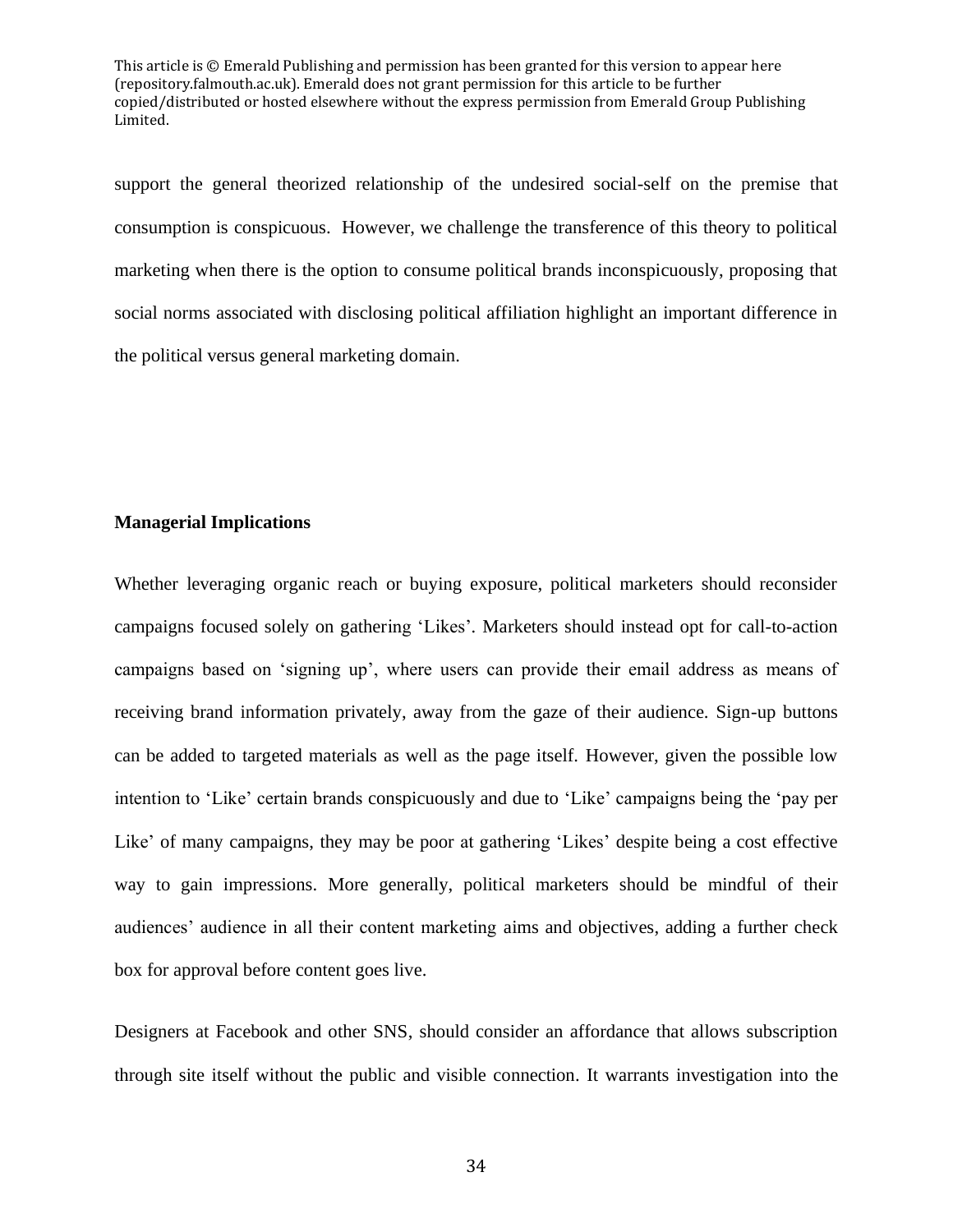support the general theorized relationship of the undesired social-self on the premise that consumption is conspicuous. However, we challenge the transference of this theory to political marketing when there is the option to consume political brands inconspicuously, proposing that social norms associated with disclosing political affiliation highlight an important difference in the political versus general marketing domain.

**Managerial Implications**

Whether leveraging organic reach or buying exposure, political marketers should reconsider campaigns focused solely on gathering 'Likes'. Marketers should instead opt for call-to-action campaigns based on 'signing up', where users can provide their email address as means of receiving brand information privately, away from the gaze of their audience. Sign-up buttons can be added to targeted materials as well as the page itself. However, given the possible low intention to 'Like' certain brands conspicuously and due to 'Like' campaigns being the 'pay per Like' of many campaigns, they may be poor at gathering 'Likes' despite being a cost effective way to gain impressions. More generally, political marketers should be mindful of their audiences' audience in all their content marketing aims and objectives, adding a further check box for approval before content goes live.

Designers at Facebook and other SNS, should consider an affordance that allows subscription through site itself without the public and visible connection. It warrants investigation into the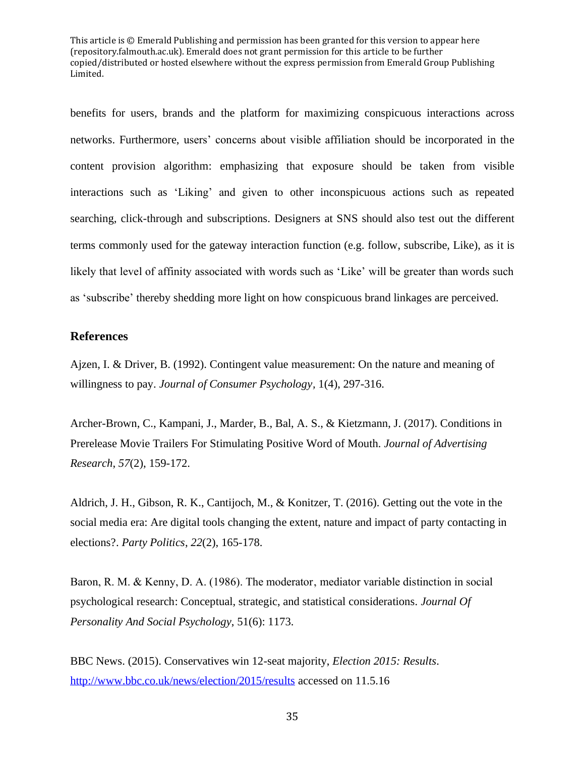benefits for users, brands and the platform for maximizing conspicuous interactions across networks. Furthermore, users' concerns about visible affiliation should be incorporated in the content provision algorithm: emphasizing that exposure should be taken from visible interactions such as 'Liking' and given to other inconspicuous actions such as repeated searching, click-through and subscriptions. Designers at SNS should also test out the different terms commonly used for the gateway interaction function (e.g. follow, subscribe, Like), as it is likely that level of affinity associated with words such as 'Like' will be greater than words such as 'subscribe' thereby shedding more light on how conspicuous brand linkages are perceived.

## References

Ajzen, I. & Driver, B. (1992). Contingent value measurement: On the nature and meaning of willingness to pay. *Journal of Consumer Psychology*, 1(4), 297-316.

Archer-Brown, C., Kampani, J., Marder, B., Bal, A. S., & Kietzmann, J. (2017). Conditions in Prerelease Movie Trailers For Stimulating Positive Word of Mouth. *Journal of Advertising Research*, *57*(2), 159-172.

Aldrich, J. H., Gibson, R. K., Cantijoch, M., & Konitzer, T. (2016). Getting out the vote in the social media era: Are digital tools changing the extent, nature and impact of party contacting in elections?. *Party Politics*, *22*(2), 165-178.

Baron, R. M. & Kenny, D. A. (1986). The moderator, mediator variable distinction in social psychological research: Conceptual, strategic, and statistical considerations. *Journal Of Personality And Social Psychology*, 51(6): 1173.

BBC News. (2015). Conservatives win 12-seat majority, *Election 2015: Results*. http://www.bbc.co.uk/news/election/2015/results accessed on 11.5.16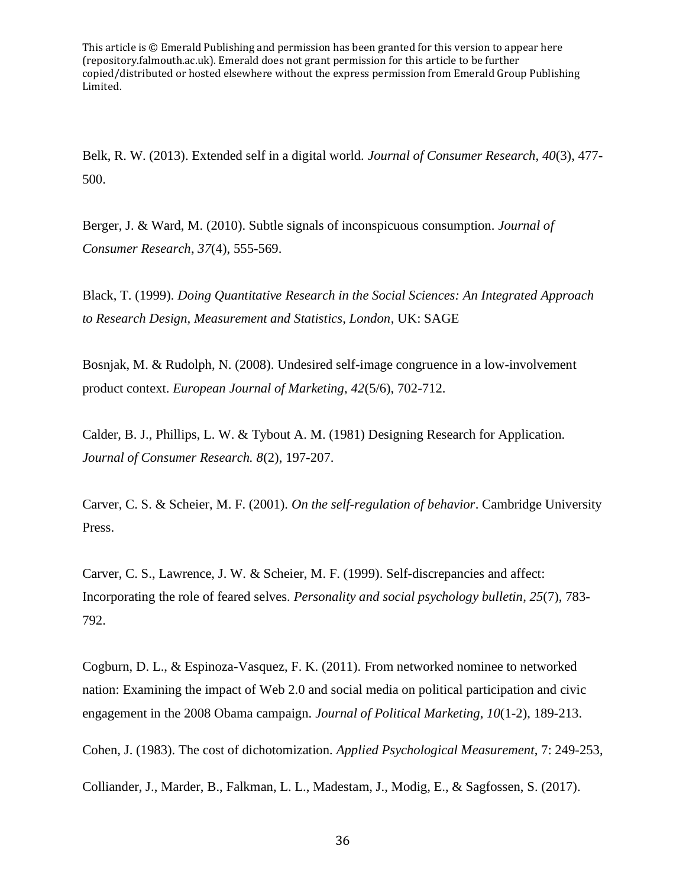Belk, R. W. (2013). Extended self in a digital world. *Journal of Consumer Research*, *40*(3), 477-500.

Berger, J. & Ward, M. (2010). Subtle signals of inconspicuous consumption. *Journal of Consumer Research*, *37*(4), 555-569.

Black, T. (1999). *Doing Quantitative Research in the Social Sciences: An Integrated Approach to Research Design, Measurement and Statistics, London*, UK: SAGE

Bosnjak, M. & Rudolph, N. (2008). Undesired self-image congruence in a low-involvement product context. *European Journal of Marketing*, *42*(5/6), 702-712.

Calder, B. J., Phillips, L. W. & Tybout A. M. (1981) Designing Research for Application. *Journal of Consumer Research. 8*(2), 197-207.

Carver, C. S. & Scheier, M. F. (2001). *On the self-regulation of behavior*. Cambridge University Press.

Carver, C. S., Lawrence, J. W. & Scheier, M. F. (1999). Self-discrepancies and affect: Incorporating the role of feared selves. *Personality and social psychology bulletin*, *25*(7), 783-792.

Cogburn, D. L., & Espinoza-Vasquez, F. K. (2011). From networked nominee to networked nation: Examining the impact of Web 2.0 and social media on political participation and civic engagement in the 2008 Obama campaign. *Journal of Political Marketing*, *10*(1-2), 189-213.

Cohen, J. (1983). The cost of dichotomization. *Applied Psychological Measurement*, 7: 249-253,

Colliander, J., Marder, B., Falkman, L. L., Madestam, J., Modig, E., & Sagfossen, S. (2017).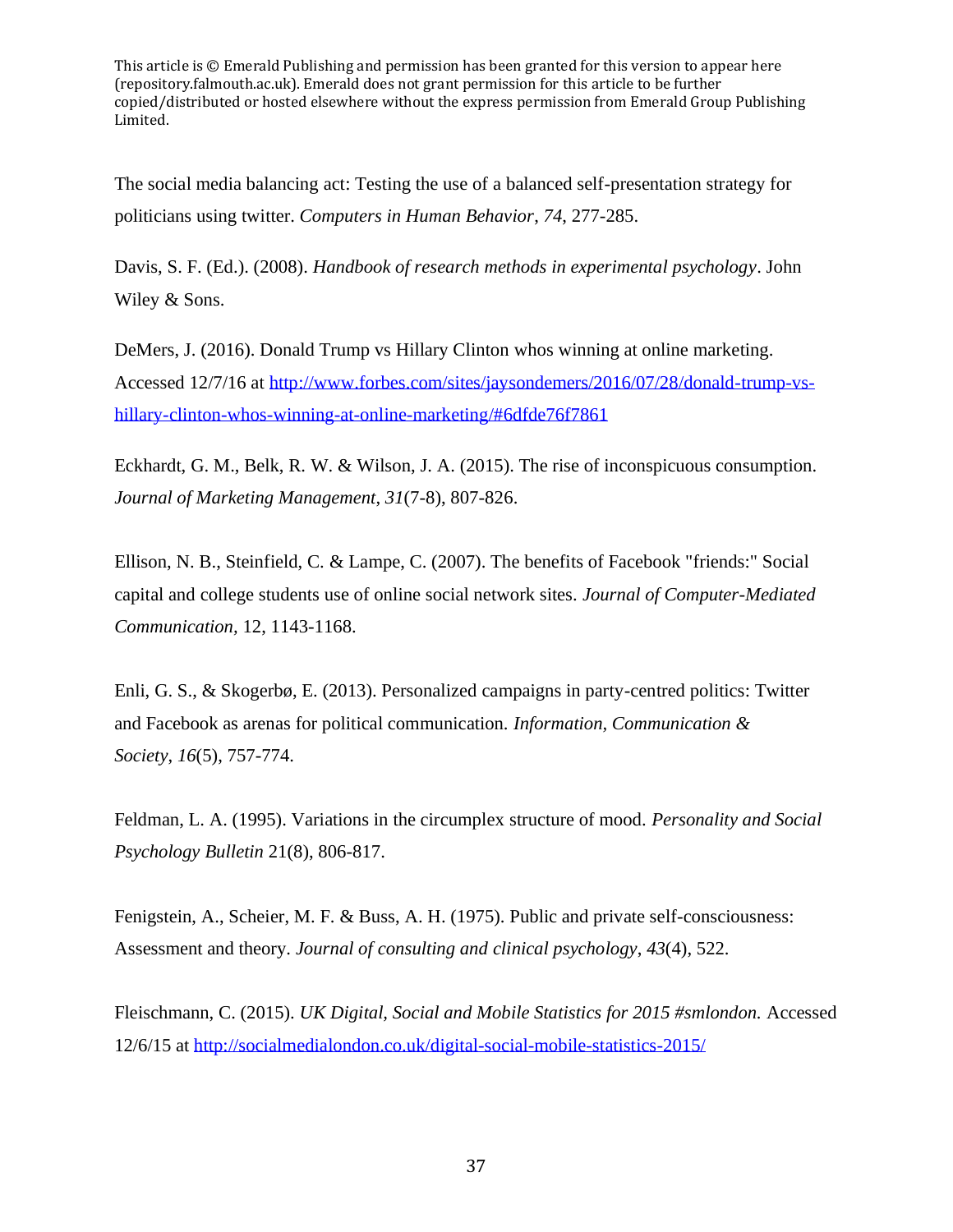This article is © Emerald Publishing and permission has been granted for this version to appear here (repository.falmouth.ac.uk). Emerald does not grant permission for this article to be further copied/distributed or hosted elsewhere without the express permission from Emerald Group Publishing Limited.

The social media balancing act: Testing the use of a balanced self-presentation strategy for politicians using twitter. *Computers in Human Behavior*, *74*, 277-285.

Davis, S. F. (Ed.). (2008). *Handbook of research methods in experimental psychology*. John Wiley & Sons.

DeMers, J. (2016). Donald Trump vs Hillary Clinton whos winning at online marketing. Accessed 12/7/16 at http://www.forbes.com/sites/jaysondemers/2016/07/28/donald-trump-vs-hillary-clinton-whos-winning-at-online-marketing/#6dfde76f7861

Eckhardt, G. M., Belk, R. W. & Wilson, J. A. (2015). The rise of inconspicuous consumption. *Journal of Marketing Management*, *31*(7-8), 807-826.

Ellison, N. B., Steinfield, C. & Lampe, C. (2007). The benefits of Facebook "friends:" Social capital and college students use of online social network sites. *Journal of Computer-Mediated Communication,* 12, 1143-1168.

Enli, G. S., & Skogerbø, E. (2013). Personalized campaigns in party-centred politics: Twitter and Facebook as arenas for political communication. *Information, Communication & Society*, *16*(5), 757-774.

Feldman, L. A. (1995). Variations in the circumplex structure of mood. *Personality and Social Psychology Bulletin* 21(8), 806-817.

Fenigstein, A., Scheier, M. F. & Buss, A. H. (1975). Public and private self-consciousness: Assessment and theory. *Journal of consulting and clinical psychology*, *43*(4), 522.

Fleischmann, C. (2015). *UK Digital, Social and Mobile Statistics for 2015 #smlondon.* Accessed 12/6/15 at http://socialmedialondon.co.uk/digital-social-mobile-statistics-2015/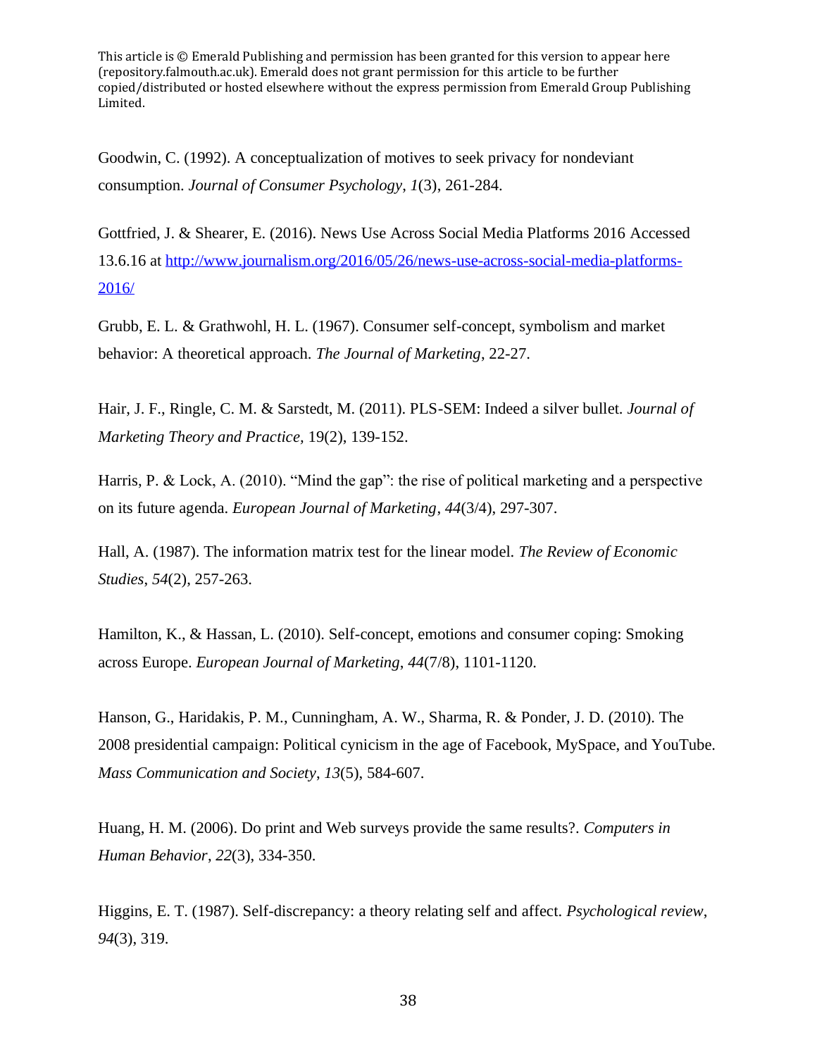This article is © Emerald Publishing and permission has been granted for this version to appear here (repository.falmouth.ac.uk). Emerald does not grant permission for this article to be further copied/distributed or hosted elsewhere without the express permission from Emerald Group Publishing Limited.

Goodwin, C. (1992). A conceptualization of motives to seek privacy for nondeviant consumption. *Journal of Consumer Psychology*, *1*(3), 261-284.

Gottfried, J. & Shearer, E. (2016). News Use Across Social Media Platforms 2016 Accessed 13.6.16 at [http://www.journalism.org/2016/05/26/news-use-across-social-media-platforms-2016/](http://www.journalism.org/2016/05/26/news-use-across-social-media-platforms-2016/)

Grubb, E. L. & Grathwohl, H. L. (1967). Consumer self-concept, symbolism and market behavior: A theoretical approach. *The Journal of Marketing*, 22-27.

Hair, J. F., Ringle, C. M. & Sarstedt, M. (2011). PLS-SEM: Indeed a silver bullet. *Journal of Marketing Theory and Practice*, 19(2), 139-152.

Harris, P. & Lock, A. (2010). "Mind the gap": the rise of political marketing and a perspective on its future agenda. *European Journal of Marketing*, *44*(3/4), 297-307.

Hall, A. (1987). The information matrix test for the linear model. *The Review of Economic Studies*, *54*(2), 257-263.

Hamilton, K., & Hassan, L. (2010). Self-concept, emotions and consumer coping: Smoking across Europe. *European Journal of Marketing*, *44*(7/8), 1101-1120.

Hanson, G., Haridakis, P. M., Cunningham, A. W., Sharma, R. & Ponder, J. D. (2010). The 2008 presidential campaign: Political cynicism in the age of Facebook, MySpace, and YouTube. *Mass Communication and Society*, *13*(5), 584-607.

Huang, H. M. (2006). Do print and Web surveys provide the same results?. *Computers in Human Behavior*, *22*(3), 334-350.

Higgins, E. T. (1987). Self-discrepancy: a theory relating self and affect. *Psychological review*, *94*(3), 319.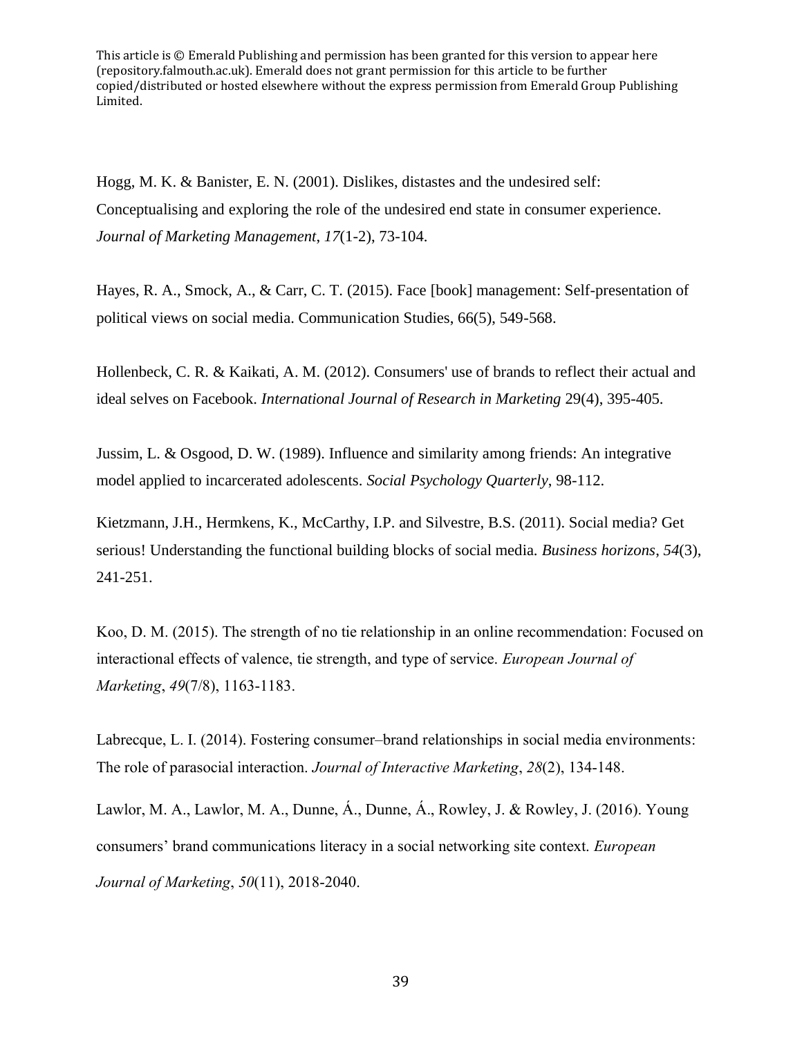This article is © Emerald Publishing and permission has been granted for this version to appear here (repository.falmouth.ac.uk). Emerald does not grant permission for this article to be further copied/distributed or hosted elsewhere without the express permission from Emerald Group Publishing Limited.

Hogg, M. K. & Banister, E. N. (2001). Dislikes, distastes and the undesired self: Conceptualising and exploring the role of the undesired end state in consumer experience. *Journal of Marketing Management*, *17*(1-2), 73-104.

Hayes, R. A., Smock, A., & Carr, C. T. (2015). Face [book] management: Self-presentation of political views on social media. Communication Studies, 66(5), 549-568.

Hollenbeck, C. R. & Kaikati, A. M. (2012). Consumers' use of brands to reflect their actual and ideal selves on Facebook. *International Journal of Research in Marketing* 29(4), 395-405.

Jussim, L. & Osgood, D. W. (1989). Influence and similarity among friends: An integrative model applied to incarcerated adolescents. *Social Psychology Quarterly*, 98-112.

Kietzmann, J.H., Hermkens, K., McCarthy, I.P. and Silvestre, B.S. (2011). Social media? Get serious! Understanding the functional building blocks of social media. *Business horizons*, *54*(3), 241-251.

Koo, D. M. (2015). The strength of no tie relationship in an online recommendation: Focused on interactional effects of valence, tie strength, and type of service. *European Journal of Marketing*, *49*(7/8), 1163-1183.

Labrecque, L. I. (2014). Fostering consumer–brand relationships in social media environments: The role of parasocial interaction. *Journal of Interactive Marketing*, *28*(2), 134-148.

Lawlor, M. A., Lawlor, M. A., Dunne, Á., Dunne, Á., Rowley, J. & Rowley, J. (2016). Young consumers' brand communications literacy in a social networking site context. *European Journal of Marketing*, *50*(11), 2018-2040.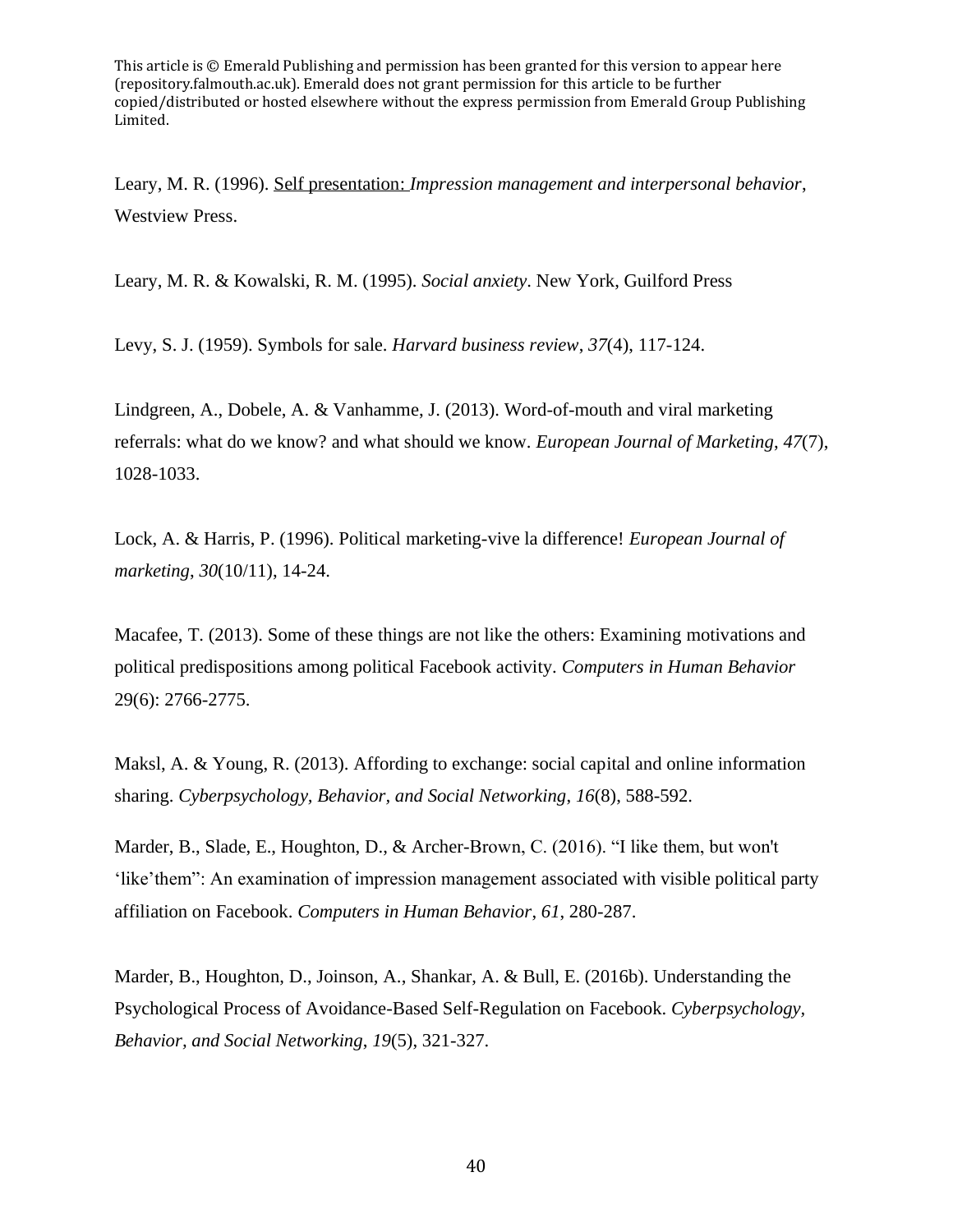This article is © Emerald Publishing and permission has been granted for this version to appear here (repository.falmouth.ac.uk). Emerald does not grant permission for this article to be further copied/distributed or hosted elsewhere without the express permission from Emerald Group Publishing Limited.

Leary, M. R. (1996). Self presentation: *Impression management and interpersonal behavior*, Westview Press.

Leary, M. R. & Kowalski, R. M. (1995). *Social anxiety*. New York, Guilford Press

Levy, S. J. (1959). Symbols for sale. *Harvard business review*, *37*(4), 117-124.

Lindgreen, A., Dobele, A. & Vanhamme, J. (2013). Word-of-mouth and viral marketing referrals: what do we know? and what should we know. *European Journal of Marketing*, *47*(7), 1028-1033.

Lock, A. & Harris, P. (1996). Political marketing-vive la difference! *European Journal of marketing*, *30*(10/11), 14-24.

Macafee, T. (2013). Some of these things are not like the others: Examining motivations and political predispositions among political Facebook activity. *Computers in Human Behavior* 29(6): 2766-2775.

Maksl, A. & Young, R. (2013). Affording to exchange: social capital and online information sharing. *Cyberpsychology, Behavior, and Social Networking*, *16*(8), 588-592.

Marder, B., Slade, E., Houghton, D., & Archer-Brown, C. (2016). "I like them, but won't 'like'them": An examination of impression management associated with visible political party affiliation on Facebook. *Computers in Human Behavior*, *61*, 280-287.

Marder, B., Houghton, D., Joinson, A., Shankar, A. & Bull, E. (2016b). Understanding the Psychological Process of Avoidance-Based Self-Regulation on Facebook. *Cyberpsychology, Behavior, and Social Networking*, *19*(5), 321-327.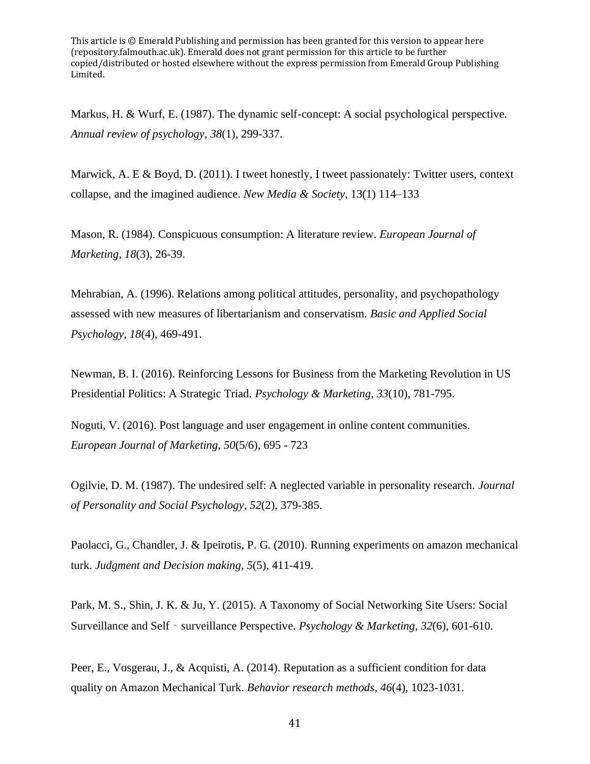This article is © Emerald Publishing and permission has been granted for this version to appear here (repository.falmouth.ac.uk). Emerald does not grant permission for this article to be further copied/distributed or hosted elsewhere without the express permission from Emerald Group Publishing Limited.

Markus, H. & Wurf, E. (1987). The dynamic self-concept: A social psychological perspective. *Annual review of psychology*, *38*(1), 299-337.

Marwick, A. E & Boyd, D. (2011). I tweet honestly, I tweet passionately: Twitter users, context collapse, and the imagined audience. *New Media & Society*, 13(1) 114–133

Mason, R. (1984). Conspicuous consumption: A literature review. *European Journal of Marketing*, *18*(3), 26-39.

Mehrabian, A. (1996). Relations among political attitudes, personality, and psychopathology assessed with new measures of libertarianism and conservatism. *Basic and Applied Social Psychology*, *18*(4), 469-491.

Newman, B. I. (2016). Reinforcing Lessons for Business from the Marketing Revolution in US Presidential Politics: A Strategic Triad. *Psychology & Marketing*, *33*(10), 781-795.

Noguti, V. (2016). Post language and user engagement in online content communities. *European Journal of Marketing*, *50*(5/6), 695 - 723

Ogilvie, D. M. (1987). The undesired self: A neglected variable in personality research. *Journal of Personality and Social Psychology*, *52*(2), 379-385.

Paolacci, G., Chandler, J. & Ipeirotis, P. G. (2010). Running experiments on amazon mechanical turk. *Judgment and Decision making*, *5*(5), 411-419.

Park, M. S., Shin, J. K. & Ju, Y. (2015). A Taxonomy of Social Networking Site Users: Social Surveillance and Self‐surveillance Perspective. *Psychology & Marketing*, *32*(6), 601-610.

Peer, E., Vosgerau, J., & Acquisti, A. (2014). Reputation as a sufficient condition for data quality on Amazon Mechanical Turk. *Behavior research methods*, *46*(4), 1023-1031.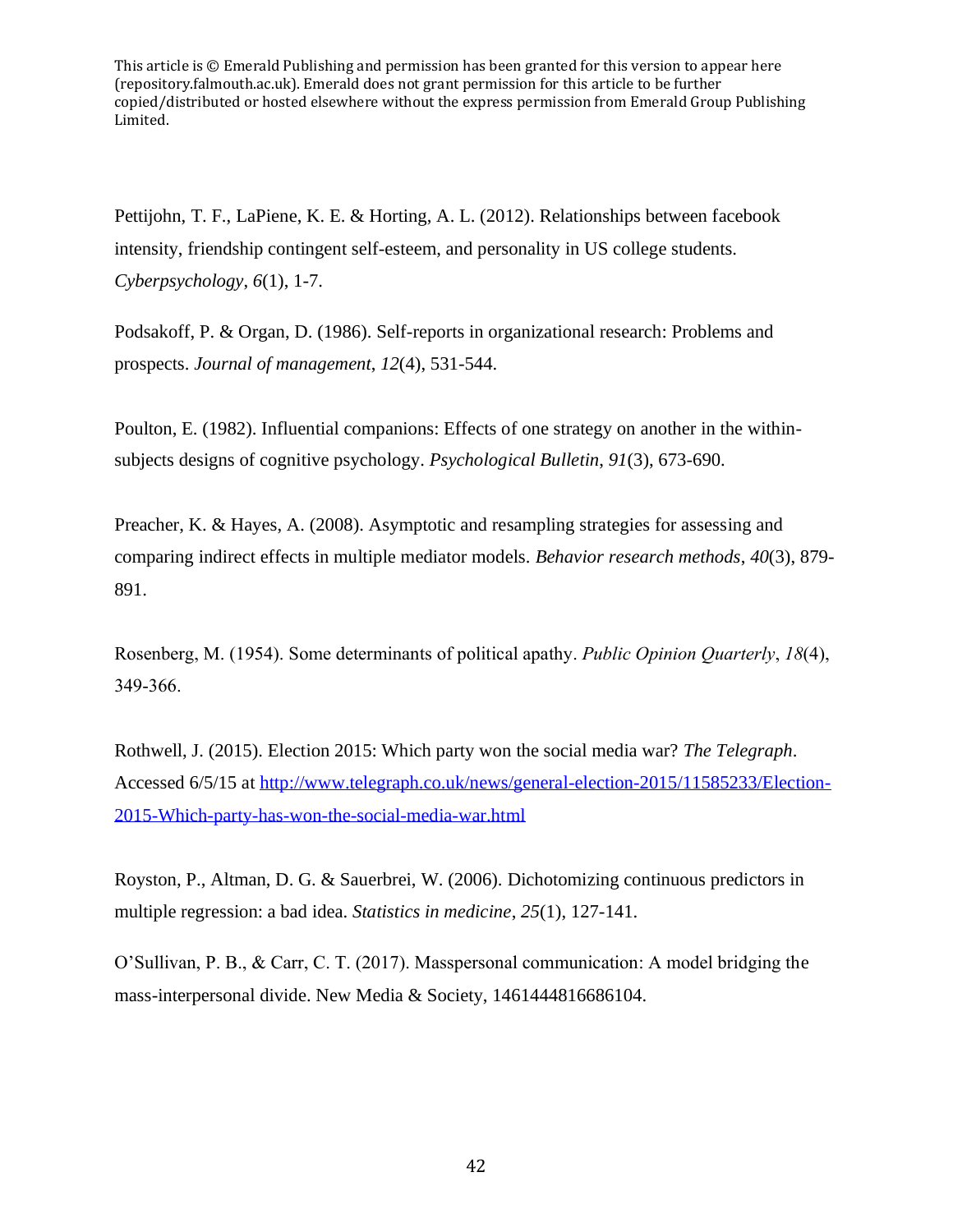This article is © Emerald Publishing and permission has been granted for this version to appear here (repository.falmouth.ac.uk). Emerald does not grant permission for this article to be further copied/distributed or hosted elsewhere without the express permission from Emerald Group Publishing Limited.

Pettijohn, T. F., LaPiene, K. E. & Horting, A. L. (2012). Relationships between facebook intensity, friendship contingent self-esteem, and personality in US college students. *Cyberpsychology*, *6*(1), 1-7.

Podsakoff, P. & Organ, D. (1986). Self-reports in organizational research: Problems and prospects. *Journal of management*, *12*(4), 531-544.

Poulton, E. (1982). Influential companions: Effects of one strategy on another in the within-subjects designs of cognitive psychology. *Psychological Bulletin*, *91*(3), 673-690.

Preacher, K. & Hayes, A. (2008). Asymptotic and resampling strategies for assessing and comparing indirect effects in multiple mediator models. *Behavior research methods*, *40*(3), 879-891.

Rosenberg, M. (1954). Some determinants of political apathy. *Public Opinion Quarterly*, *18*(4), 349-366.

Rothwell, J. (2015). Election 2015: Which party won the social media war? *The Telegraph*. Accessed 6/5/15 at http://www.telegraph.co.uk/news/general-election-2015/11585233/Election-2015-Which-party-has-won-the-social-media-war.html

Royston, P., Altman, D. G. & Sauerbrei, W. (2006). Dichotomizing continuous predictors in multiple regression: a bad idea. *Statistics in medicine*, *25*(1), 127-141.

O'Sullivan, P. B., & Carr, C. T. (2017). Masspersonal communication: A model bridging the mass-interpersonal divide. New Media & Society, 1461444816686104.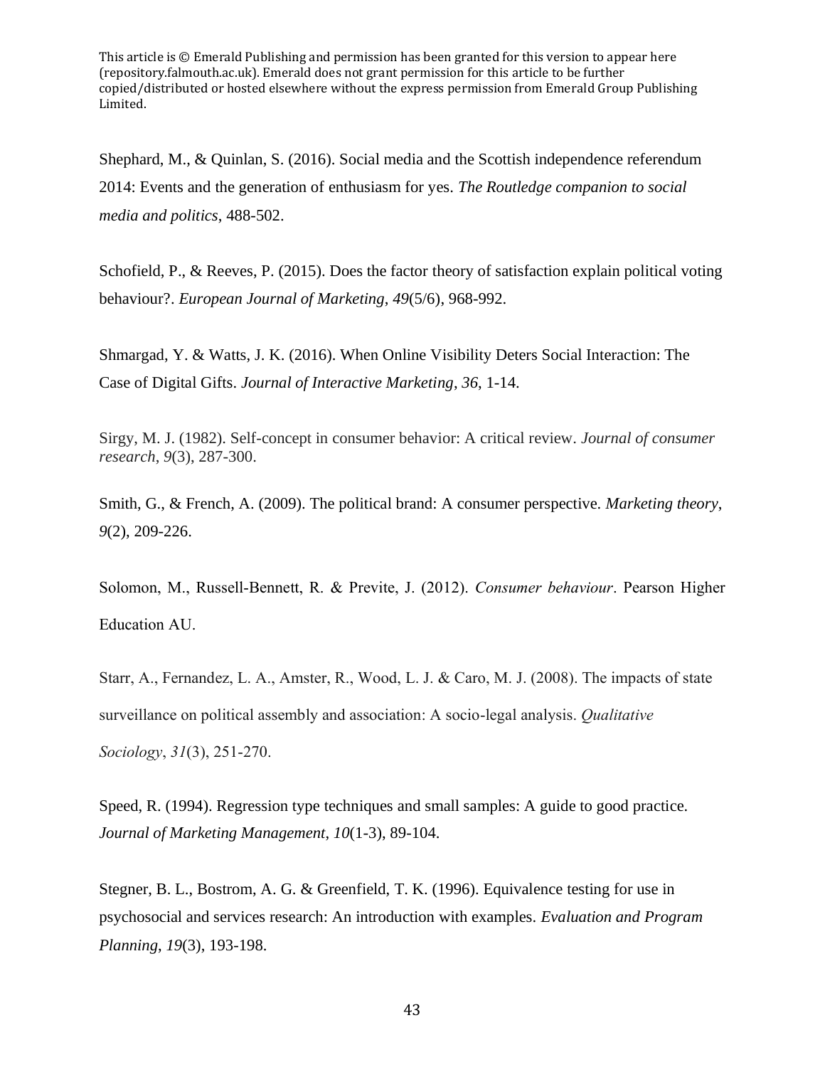This article is © Emerald Publishing and permission has been granted for this version to appear here (repository.falmouth.ac.uk). Emerald does not grant permission for this article to be further copied/distributed or hosted elsewhere without the express permission from Emerald Group Publishing Limited.

Shephard, M., & Quinlan, S. (2016). Social media and the Scottish independence referendum 2014: Events and the generation of enthusiasm for yes. *The Routledge companion to social media and politics*, 488-502.

Schofield, P., & Reeves, P. (2015). Does the factor theory of satisfaction explain political voting behaviour?. *European Journal of Marketing*, *49*(5/6), 968-992.

Shmargad, Y. & Watts, J. K. (2016). When Online Visibility Deters Social Interaction: The Case of Digital Gifts. *Journal of Interactive Marketing*, *36*, 1-14.

Sirgy, M. J. (1982). Self-concept in consumer behavior: A critical review. *Journal of consumer research*, *9*(3), 287-300.

Smith, G., & French, A. (2009). The political brand: A consumer perspective. *Marketing theory*, *9*(2), 209-226.

Solomon, M., Russell-Bennett, R. & Previte, J. (2012). *Consumer behaviour*. Pearson Higher Education AU.

Starr, A., Fernandez, L. A., Amster, R., Wood, L. J. & Caro, M. J. (2008). The impacts of state surveillance on political assembly and association: A socio-legal analysis. *Qualitative Sociology*, *31*(3), 251-270.

Speed, R. (1994). Regression type techniques and small samples: A guide to good practice. *Journal of Marketing Management*, *10*(1-3), 89-104.

Stegner, B. L., Bostrom, A. G. & Greenfield, T. K. (1996). Equivalence testing for use in psychosocial and services research: An introduction with examples. *Evaluation and Program Planning*, *19*(3), 193-198.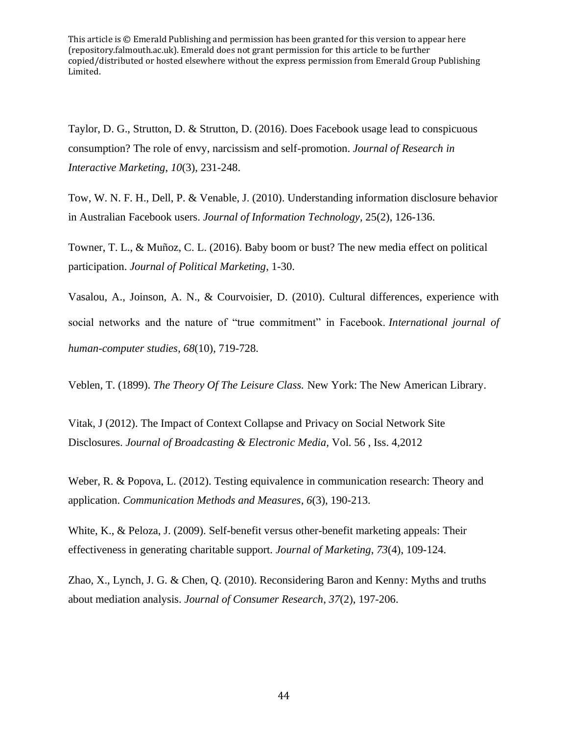This article is © Emerald Publishing and permission has been granted for this version to appear here (repository.falmouth.ac.uk). Emerald does not grant permission for this article to be further copied/distributed or hosted elsewhere without the express permission from Emerald Group Publishing Limited.

Taylor, D. G., Strutton, D. & Strutton, D. (2016). Does Facebook usage lead to conspicuous consumption? The role of envy, narcissism and self-promotion. *Journal of Research in Interactive Marketing*, *10*(3), 231-248.

Tow, W. N. F. H., Dell, P. & Venable, J. (2010). Understanding information disclosure behavior in Australian Facebook users. *Journal of Information Technology*, 25(2), 126-136.

Towner, T. L., & Muñoz, C. L. (2016). Baby boom or bust? The new media effect on political participation. *Journal of Political Marketing*, 1-30.

Vasalou, A., Joinson, A. N., & Courvoisier, D. (2010). Cultural differences, experience with social networks and the nature of "true commitment" in Facebook. *International journal of human-computer studies*, *68*(10), 719-728.

Veblen, T. (1899). *The Theory Of The Leisure Class.* New York: The New American Library.

Vitak, J (2012). The Impact of Context Collapse and Privacy on Social Network Site Disclosures. *Journal of Broadcasting & Electronic Media*, Vol. 56 , Iss. 4,2012

Weber, R. & Popova, L. (2012). Testing equivalence in communication research: Theory and application. *Communication Methods and Measures*, *6*(3), 190-213.

White, K., & Peloza, J. (2009). Self-benefit versus other-benefit marketing appeals: Their effectiveness in generating charitable support. *Journal of Marketing*, *73*(4), 109-124.

Zhao, X., Lynch, J. G. & Chen, Q. (2010). Reconsidering Baron and Kenny: Myths and truths about mediation analysis. *Journal of Consumer Research*, *37*(2), 197-206.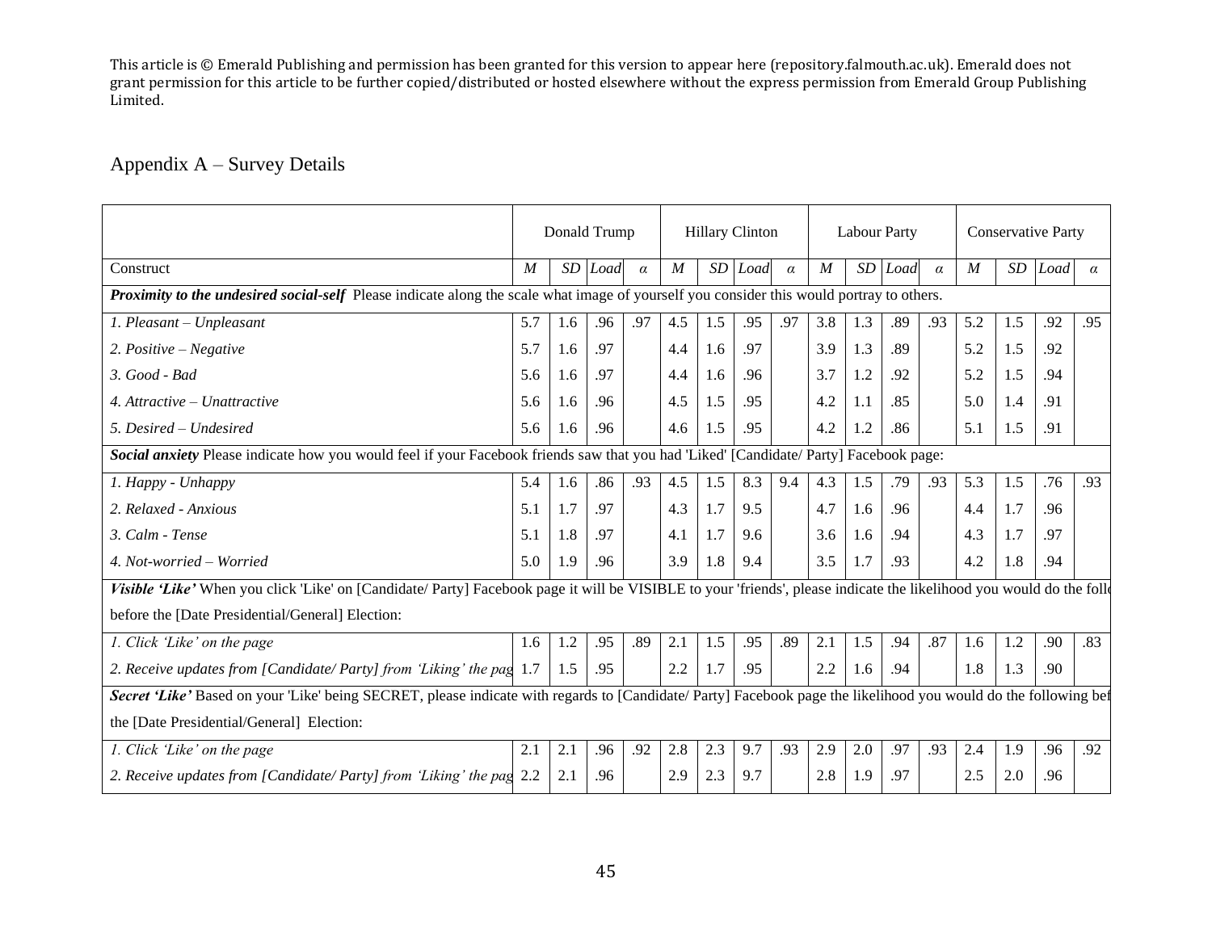This article is © Emerald Publishing and permission has been granted for this version to appear here (repository.falmouth.ac.uk). Emerald does not grant permission for this article to be further copied/distributed or hosted elsewhere without the express permission from Emerald Group Publishing Limited.

## Appendix A – Survey Details

| | Donald Trump | | | | Hillary Clinton | | | | Labour Party | | | | Conservative Party | | | |
|---|---|---|---|---|---|---|---|---|---|---|---|---|---|---|---|---|
| Construct | *M* | *SD* | *Load* | *α* | *M* | *SD* | *Load* | *α* | *M* | *SD* | *Load* | *α* | *M* | *SD* | *Load* | *α* |
| ***Proximity to the undesired social-self*** Please indicate along the scale what image of yourself you consider this would portray to others. | | | | | | | | | | | | | | | | |
| *1. Pleasant – Unpleasant* | 5.7 | 1.6 | .96 | .97 | 4.5 | 1.5 | .95 | .97 | 3.8 | 1.3 | .89 | .93 | 5.2 | 1.5 | .92 | .95 |
| *2. Positive – Negative* | 5.7 | 1.6 | .97 | | 4.4 | 1.6 | .97 | | 3.9 | 1.3 | .89 | | 5.2 | 1.5 | .92 | |
| *3. Good - Bad* | 5.6 | 1.6 | .97 | | 4.4 | 1.6 | .96 | | 3.7 | 1.2 | .92 | | 5.2 | 1.5 | .94 | |
| *4. Attractive – Unattractive* | 5.6 | 1.6 | .96 | | 4.5 | 1.5 | .95 | | 4.2 | 1.1 | .85 | | 5.0 | 1.4 | .91 | |
| *5. Desired – Undesired* | 5.6 | 1.6 | .96 | | 4.6 | 1.5 | .95 | | 4.2 | 1.2 | .86 | | 5.1 | 1.5 | .91 | |
| ***Social anxiety*** Please indicate how you would feel if your Facebook friends saw that you had 'Liked' [Candidate/ Party] Facebook page: | | | | | | | | | | | | | | | | |
| *1. Happy - Unhappy* | 5.4 | 1.6 | .86 | .93 | 4.5 | 1.5 | 8.3 | 9.4 | 4.3 | 1.5 | .79 | .93 | 5.3 | 1.5 | .76 | .93 |
| *2. Relaxed - Anxious* | 5.1 | 1.7 | .97 | | 4.3 | 1.7 | 9.5 | | 4.7 | 1.6 | .96 | | 4.4 | 1.7 | .96 | |
| *3. Calm - Tense* | 5.1 | 1.8 | .97 | | 4.1 | 1.7 | 9.6 | | 3.6 | 1.6 | .94 | | 4.3 | 1.7 | .97 | |
| *4. Not-worried – Worried* | 5.0 | 1.9 | .96 | | 3.9 | 1.8 | 9.4 | | 3.5 | 1.7 | .93 | | 4.2 | 1.8 | .94 | |
| ***Visible 'Like'*** When you click 'Like' on [Candidate/ Party] Facebook page it will be VISIBLE to your 'friends', please indicate the likelihood you would do the follo before the [Date Presidential/General] Election: | | | | | | | | | | | | | | | | |
| *1. Click 'Like' on the page* | 1.6 | 1.2 | .95 | .89 | 2.1 | 1.5 | .95 | .89 | 2.1 | 1.5 | .94 | .87 | 1.6 | 1.2 | .90 | .83 |
| *2. Receive updates from [Candidate/ Party] from 'Liking' the pag* | 1.7 | 1.5 | .95 | | 2.2 | 1.7 | .95 | | 2.2 | 1.6 | .94 | | 1.8 | 1.3 | .90 | |
| ***Secret 'Like'*** Based on your 'Like' being SECRET, please indicate with regards to [Candidate/ Party] Facebook page the likelihood you would do the following bef the [Date Presidential/General] Election: | | | | | | | | | | | | | | | | |
| *1. Click 'Like' on the page* | 2.1 | 2.1 | .96 | .92 | 2.8 | 2.3 | 9.7 | .93 | 2.9 | 2.0 | .97 | .93 | 2.4 | 1.9 | .96 | .92 |
| *2. Receive updates from [Candidate/ Party] from 'Liking' the pag* | 2.2 | 2.1 | .96 | | 2.9 | 2.3 | 9.7 | | 2.8 | 1.9 | .97 | | 2.5 | 2.0 | .96 | |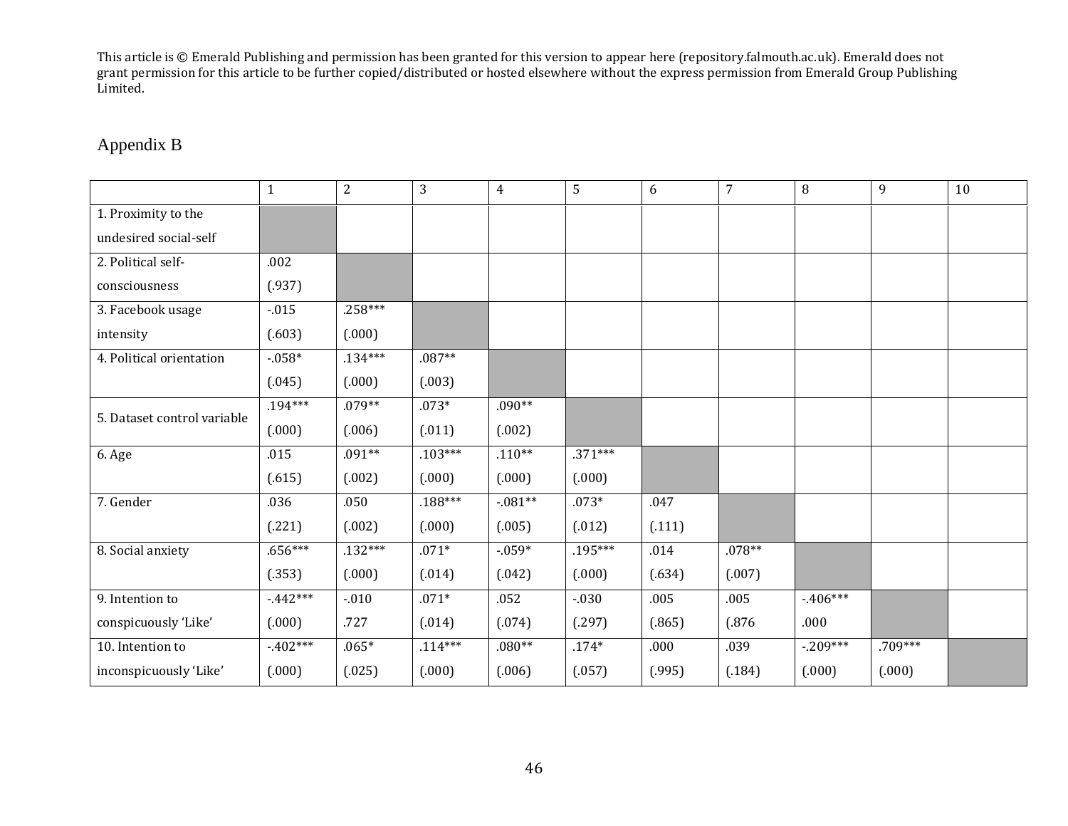This article is © Emerald Publishing and permission has been granted for this version to appear here (repository.falmouth.ac.uk). Emerald does not grant permission for this article to be further copied/distributed or hosted elsewhere without the express permission from Emerald Group Publishing Limited.

Appendix B

| | 1 | 2 | 3 | 4 | 5 | 6 | 7 | 8 | 9 | 10 |
|---|---|---|---|---|---|---|---|---|---|---|
| 1. Proximity to the undesired social-self | | | | | | | | | | |
| 2. Political self-consciousness | .002 (.937) | | | | | | | | | |
| 3. Facebook usage intensity | -.015 (.603) | .258*** (.000) | | | | | | | | |
| 4. Political orientation | -.058* (.045) | .134*** (.000) | .087** (.003) | | | | | | | |
| 5. Dataset control variable | .194*** (.000) | .079** (.006) | .073* (.011) | .090** (.002) | | | | | | |
| 6. Age | .015 (.615) | .091** (.002) | .103*** (.000) | .110** (.000) | .371*** (.000) | | | | | |
| 7. Gender | .036 (.221) | .050 (.002) | .188*** (.000) | -.081** (.005) | .073* (.012) | .047 (.111) | | | | |
| 8. Social anxiety | .656*** (.353) | .132*** (.000) | .071* (.014) | -.059* (.042) | .195*** (.000) | .014 (.634) | .078** (.007) | | | |
| 9. Intention to conspicuously 'Like' | -.442*** (.000) | -.010 .727 | .071* (.014) | .052 (.074) | -.030 (.297) | .005 (.865) | .005 (.876 | -.406*** .000 | | |
| 10. Intention to inconspicuously 'Like' | -.402*** (.000) | .065* (.025) | .114*** (.000) | .080** (.006) | .174* (.057) | .000 (.995) | .039 (.184) | -.209*** (.000) | .709*** (.000) | |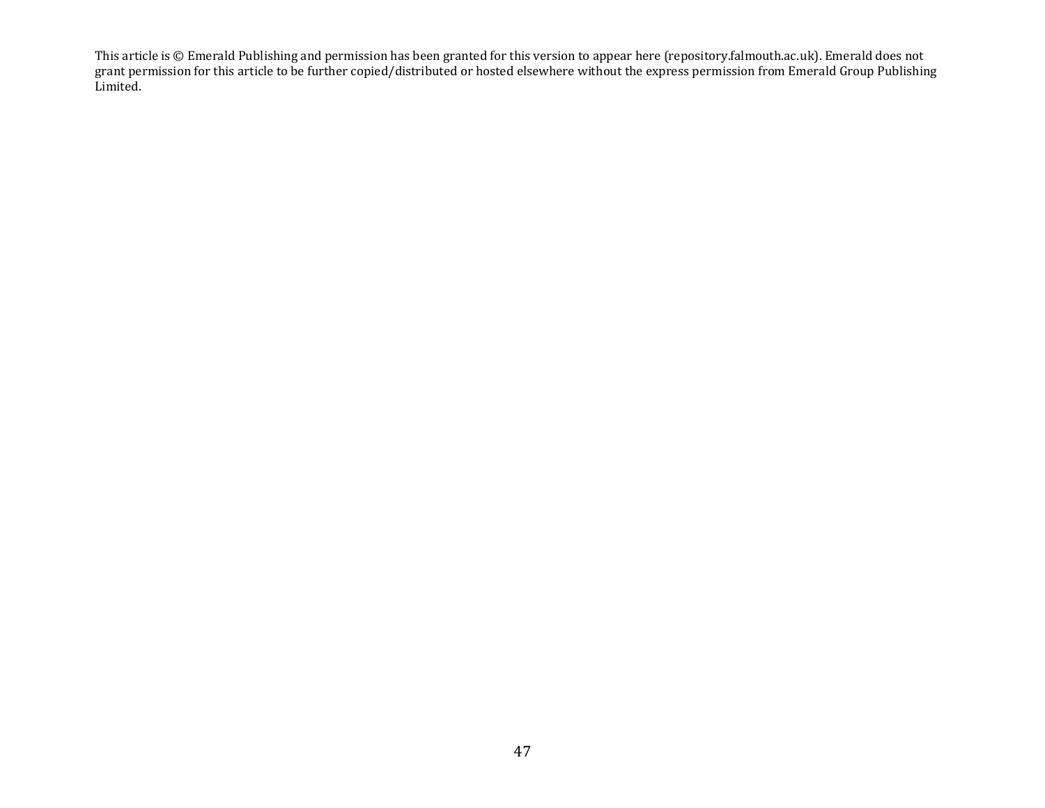This article is © Emerald Publishing and permission has been granted for this version to appear here (repository.falmouth.ac.uk). Emerald does not grant permission for this article to be further copied/distributed or hosted elsewhere without the express permission from Emerald Group Publishing Limited.